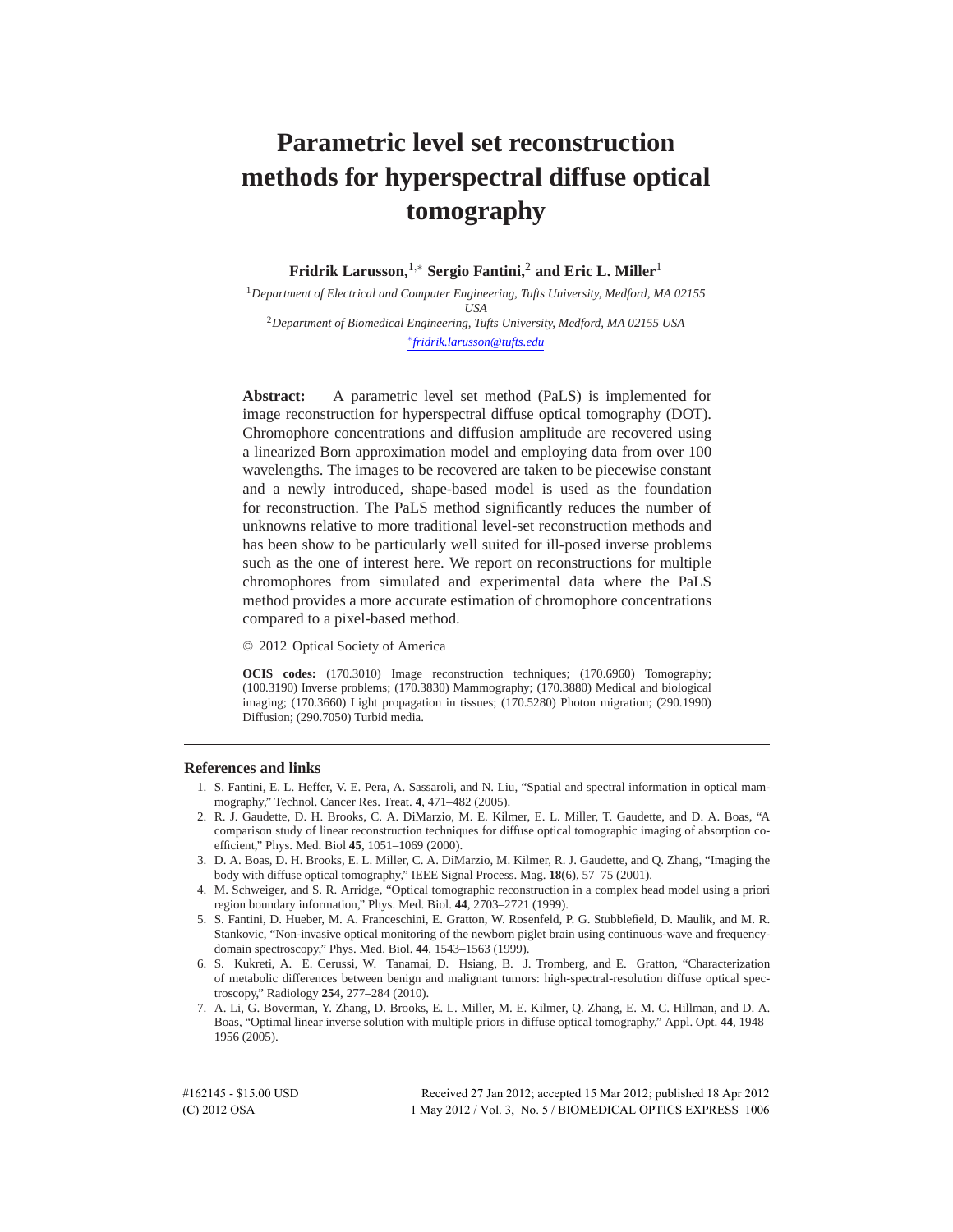# Parametric level set reconstruction methods for hyperspectral diffuse optical tomography

**Fridrik Larusson,**[1,*] **Sergio Fantini,**[2] **and Eric L. Miller**[1]

[1] *Department of Electrical and Computer Engineering, Tufts University, Medford, MA 02155 USA*

[2] *Department of Biomedical Engineering, Tufts University, Medford, MA 02155 USA*

[*] *fridrik.larusson@tufts.edu*

**Abstract:** A parametric level set method (PaLS) is implemented for image reconstruction for hyperspectral diffuse optical tomography (DOT). Chromophore concentrations and diffusion amplitude are recovered using a linearized Born approximation model and employing data from over 100 wavelengths. The images to be recovered are taken to be piecewise constant and a newly introduced, shape-based model is used as the foundation for reconstruction. The PaLS method significantly reduces the number of unknowns relative to more traditional level-set reconstruction methods and has been show to be particularly well suited for ill-posed inverse problems such as the one of interest here. We report on reconstructions for multiple chromophores from simulated and experimental data where the PaLS method provides a more accurate estimation of chromophore concentrations compared to a pixel-based method.

© 2012 Optical Society of America

**OCIS codes:** (170.3010) Image reconstruction techniques; (170.6960) Tomography; (100.3190) Inverse problems; (170.3830) Mammography; (170.3880) Medical and biological imaging; (170.3660) Light propagation in tissues; (170.5280) Photon migration; (290.1990) Diffusion; (290.7050) Turbid media.

## References and links

1. S. Fantini, E. L. Heffer, V. E. Pera, A. Sassaroli, and N. Liu, "Spatial and spectral information in optical mammography," Technol. Cancer Res. Treat. **4**, 471–482 (2005).
2. R. J. Gaudette, D. H. Brooks, C. A. DiMarzio, M. E. Kilmer, E. L. Miller, T. Gaudette, and D. A. Boas, "A comparison study of linear reconstruction techniques for diffuse optical tomographic imaging of absorption coefficient," Phys. Med. Biol **45**, 1051–1069 (2000).
3. D. A. Boas, D. H. Brooks, E. L. Miller, C. A. DiMarzio, M. Kilmer, R. J. Gaudette, and Q. Zhang, "Imaging the body with diffuse optical tomography," IEEE Signal Process. Mag. **18**(6), 57–75 (2001).
4. M. Schweiger, and S. R. Arridge, "Optical tomographic reconstruction in a complex head model using a priori region boundary information," Phys. Med. Biol. **44**, 2703–2721 (1999).
5. S. Fantini, D. Hueber, M. A. Franceschini, E. Gratton, W. Rosenfeld, P. G. Stubblefield, D. Maulik, and M. R. Stankovic, "Non-invasive optical monitoring of the newborn piglet brain using continuous-wave and frequency-domain spectroscopy," Phys. Med. Biol. **44**, 1543–1563 (1999).
6. S. Kukreti, A. E. Cerussi, W. Tanamai, D. Hsiang, B. J. Tromberg, and E. Gratton, "Characterization of metabolic differences between benign and malignant tumors: high-spectral-resolution diffuse optical spectroscopy," Radiology **254**, 277–284 (2010).
7. A. Li, G. Boverman, Y. Zhang, D. Brooks, E. L. Miller, M. E. Kilmer, Q. Zhang, E. M. C. Hillman, and D. A. Boas, "Optimal linear inverse solution with multiple priors in diffuse optical tomography," Appl. Opt. **44**, 1948–1956 (2005).

#162145 - $15.00 USD Received 27 Jan 2012; accepted 15 Mar 2012; published 18 Apr 2012
(C) 2012 OSA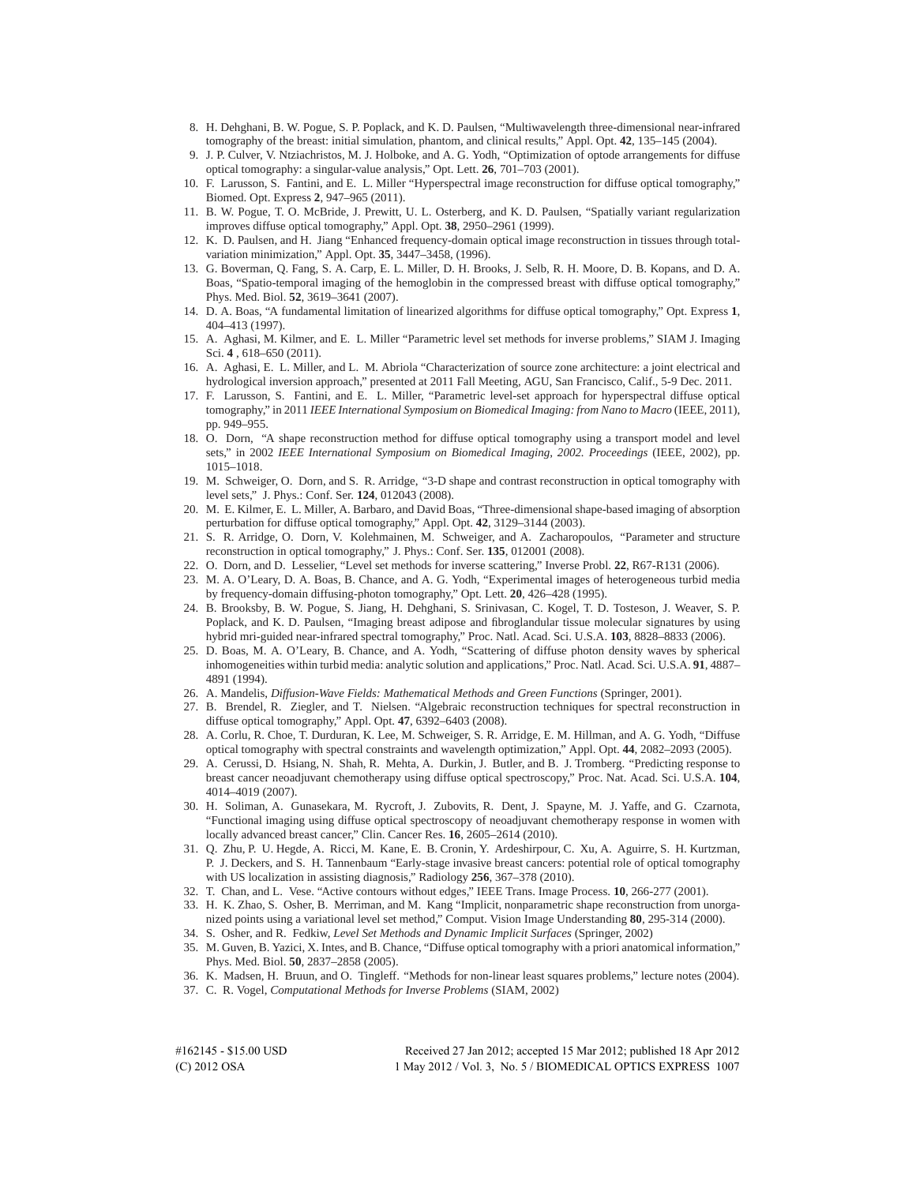8. H. Dehghani, B. W. Pogue, S. P. Poplack, and K. D. Paulsen, "Multiwavelength three-dimensional near-infrared tomography of the breast: initial simulation, phantom, and clinical results," Appl. Opt. **42**, 135–145 (2004).
9. J. P. Culver, V. Ntziachristos, M. J. Holboke, and A. G. Yodh, "Optimization of optode arrangements for diffuse optical tomography: a singular-value analysis," Opt. Lett. **26**, 701–703 (2001).
10. F. Larusson, S. Fantini, and E. L. Miller "Hyperspectral image reconstruction for diffuse optical tomography," Biomed. Opt. Express **2**, 947–965 (2011).
11. B. W. Pogue, T. O. McBride, J. Prewitt, U. L. Osterberg, and K. D. Paulsen, "Spatially variant regularization improves diffuse optical tomography," Appl. Opt. **38**, 2950–2961 (1999).
12. K. D. Paulsen, and H. Jiang "Enhanced frequency-domain optical image reconstruction in tissues through total-variation minimization," Appl. Opt. **35**, 3447–3458, (1996).
13. G. Boverman, Q. Fang, S. A. Carp, E. L. Miller, D. H. Brooks, J. Selb, R. H. Moore, D. B. Kopans, and D. A. Boas, "Spatio-temporal imaging of the hemoglobin in the compressed breast with diffuse optical tomography," Phys. Med. Biol. **52**, 3619–3641 (2007).
14. D. A. Boas, "A fundamental limitation of linearized algorithms for diffuse optical tomography," Opt. Express **1**, 404–413 (1997).
15. A. Aghasi, M. Kilmer, and E. L. Miller "Parametric level set methods for inverse problems," SIAM J. Imaging Sci. **4** , 618–650 (2011).
16. A. Aghasi, E. L. Miller, and L. M. Abriola "Characterization of source zone architecture: a joint electrical and hydrological inversion approach," presented at 2011 Fall Meeting, AGU, San Francisco, Calif., 5-9 Dec. 2011.
17. F. Larusson, S. Fantini, and E. L. Miller, "Parametric level-set approach for hyperspectral diffuse optical tomography," in 2011 *IEEE International Symposium on Biomedical Imaging: from Nano to Macro* (IEEE, 2011), pp. 949–955.
18. O. Dorn, "A shape reconstruction method for diffuse optical tomography using a transport model and level sets," in 2002 *IEEE International Symposium on Biomedical Imaging, 2002. Proceedings* (IEEE, 2002), pp. 1015–1018.
19. M. Schweiger, O. Dorn, and S. R. Arridge, "3-D shape and contrast reconstruction in optical tomography with level sets," J. Phys.: Conf. Ser. **124**, 012043 (2008).
20. M. E. Kilmer, E. L. Miller, A. Barbaro, and David Boas, "Three-dimensional shape-based imaging of absorption perturbation for diffuse optical tomography," Appl. Opt. **42**, 3129–3144 (2003).
21. S. R. Arridge, O. Dorn, V. Kolehmainen, M. Schweiger, and A. Zacharopoulos, "Parameter and structure reconstruction in optical tomography," J. Phys.: Conf. Ser. **135**, 012001 (2008).
22. O. Dorn, and D. Lesselier, "Level set methods for inverse scattering," Inverse Probl. **22**, R67-R131 (2006).
23. M. A. O'Leary, D. A. Boas, B. Chance, and A. G. Yodh, "Experimental images of heterogeneous turbid media by frequency-domain diffusing-photon tomography," Opt. Lett. **20**, 426–428 (1995).
24. B. Brooksby, B. W. Pogue, S. Jiang, H. Dehghani, S. Srinivasan, C. Kogel, T. D. Tosteson, J. Weaver, S. P. Poplack, and K. D. Paulsen, "Imaging breast adipose and fibroglandular tissue molecular signatures by using hybrid mri-guided near-infrared spectral tomography," Proc. Natl. Acad. Sci. U.S.A. **103**, 8828–8833 (2006).
25. D. Boas, M. A. O'Leary, B. Chance, and A. Yodh, "Scattering of diffuse photon density waves by spherical inhomogeneities within turbid media: analytic solution and applications," Proc. Natl. Acad. Sci. U.S.A. **91**, 4887–4891 (1994).
26. A. Mandelis, *Diffusion-Wave Fields: Mathematical Methods and Green Functions* (Springer, 2001).
27. B. Brendel, R. Ziegler, and T. Nielsen. "Algebraic reconstruction techniques for spectral reconstruction in diffuse optical tomography," Appl. Opt. **47**, 6392–6403 (2008).
28. A. Corlu, R. Choe, T. Durduran, K. Lee, M. Schweiger, S. R. Arridge, E. M. Hillman, and A. G. Yodh, "Diffuse optical tomography with spectral constraints and wavelength optimization," Appl. Opt. **44**, 2082–2093 (2005).
29. A. Cerussi, D. Hsiang, N. Shah, R. Mehta, A. Durkin, J. Butler, and B. J. Tromberg. "Predicting response to breast cancer neoadjuvant chemotherapy using diffuse optical spectroscopy," Proc. Nat. Acad. Sci. U.S.A. **104**, 4014–4019 (2007).
30. H. Soliman, A. Gunasekara, M. Rycroft, J. Zubovits, R. Dent, J. Spayne, M. J. Yaffe, and G. Czarnota, "Functional imaging using diffuse optical spectroscopy of neoadjuvant chemotherapy response in women with locally advanced breast cancer," Clin. Cancer Res. **16**, 2605–2614 (2010).
31. Q. Zhu, P. U. Hegde, A. Ricci, M. Kane, E. B. Cronin, Y. Ardeshirpour, C. Xu, A. Aguirre, S. H. Kurtzman, P. J. Deckers, and S. H. Tannenbaum "Early-stage invasive breast cancers: potential role of optical tomography with US localization in assisting diagnosis," Radiology **256**, 367–378 (2010).
32. T. Chan, and L. Vese. "Active contours without edges," IEEE Trans. Image Process. **10**, 266-277 (2001).
33. H. K. Zhao, S. Osher, B. Merriman, and M. Kang "Implicit, nonparametric shape reconstruction from unorganized points using a variational level set method," Comput. Vision Image Understanding **80**, 295-314 (2000).
34. S. Osher, and R. Fedkiw, *Level Set Methods and Dynamic Implicit Surfaces* (Springer, 2002)
35. M. Guven, B. Yazici, X. Intes, and B. Chance, "Diffuse optical tomography with a priori anatomical information," Phys. Med. Biol. **50**, 2837–2858 (2005).
36. K. Madsen, H. Bruun, and O. Tingleff. "Methods for non-linear least squares problems," lecture notes (2004).
37. C. R. Vogel, *Computational Methods for Inverse Problems* (SIAM, 2002)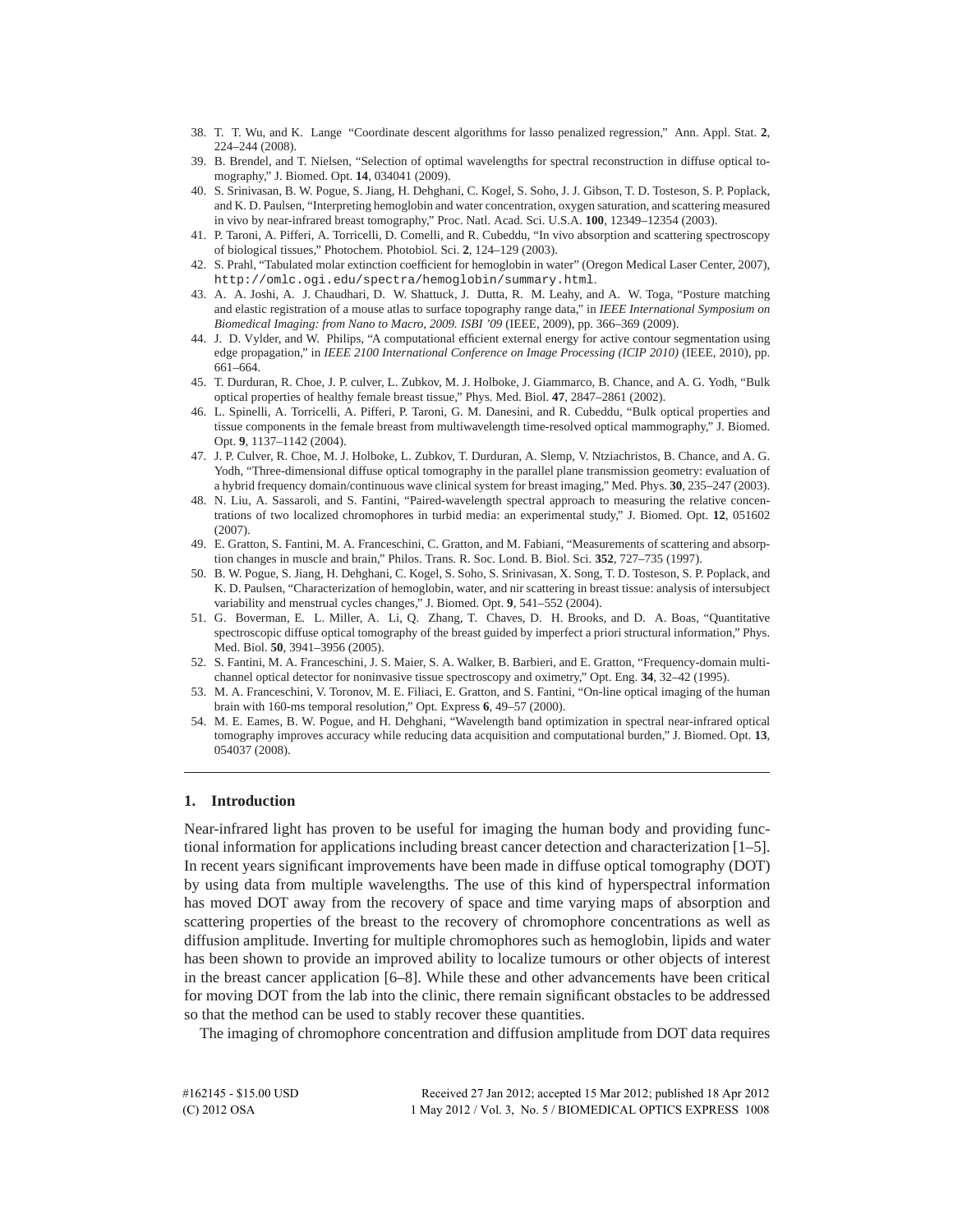38. T. T. Wu, and K. Lange "Coordinate descent algorithms for lasso penalized regression," Ann. Appl. Stat. **2**, 224–244 (2008).
39. B. Brendel, and T. Nielsen, "Selection of optimal wavelengths for spectral reconstruction in diffuse optical tomography," J. Biomed. Opt. **14**, 034041 (2009).
40. S. Srinivasan, B. W. Pogue, S. Jiang, H. Dehghani, C. Kogel, S. Soho, J. J. Gibson, T. D. Tosteson, S. P. Poplack, and K. D. Paulsen, "Interpreting hemoglobin and water concentration, oxygen saturation, and scattering measured in vivo by near-infrared breast tomography," Proc. Natl. Acad. Sci. U.S.A. **100**, 12349–12354 (2003).
41. P. Taroni, A. Pifferi, A. Torricelli, D. Comelli, and R. Cubeddu, "In vivo absorption and scattering spectroscopy of biological tissues," Photochem. Photobiol. Sci. **2**, 124–129 (2003).
42. S. Prahl, "Tabulated molar extinction coefficient for hemoglobin in water" (Oregon Medical Laser Center, 2007), `http://omlc.ogi.edu/spectra/hemoglobin/summary.html`.
43. A. A. Joshi, A. J. Chaudhari, D. W. Shattuck, J. Dutta, R. M. Leahy, and A. W. Toga, "Posture matching and elastic registration of a mouse atlas to surface topography range data," in *IEEE International Symposium on Biomedical Imaging: from Nano to Macro, 2009. ISBI '09* (IEEE, 2009), pp. 366–369 (2009).
44. J. D. Vylder, and W. Philips, "A computational efficient external energy for active contour segmentation using edge propagation," in *IEEE 2100 International Conference on Image Processing (ICIP 2010)* (IEEE, 2010), pp. 661–664.
45. T. Durduran, R. Choe, J. P. culver, L. Zubkov, M. J. Holboke, J. Giammarco, B. Chance, and A. G. Yodh, "Bulk optical properties of healthy female breast tissue," Phys. Med. Biol. **47**, 2847–2861 (2002).
46. L. Spinelli, A. Torricelli, A. Pifferi, P. Taroni, G. M. Danesini, and R. Cubeddu, "Bulk optical properties and tissue components in the female breast from multiwavelength time-resolved optical mammography," J. Biomed. Opt. **9**, 1137–1142 (2004).
47. J. P. Culver, R. Choe, M. J. Holboke, L. Zubkov, T. Durduran, A. Slemp, V. Ntziachristos, B. Chance, and A. G. Yodh, "Three-dimensional diffuse optical tomography in the parallel plane transmission geometry: evaluation of a hybrid frequency domain/continuous wave clinical system for breast imaging," Med. Phys. **30**, 235–247 (2003).
48. N. Liu, A. Sassaroli, and S. Fantini, "Paired-wavelength spectral approach to measuring the relative concentrations of two localized chromophores in turbid media: an experimental study," J. Biomed. Opt. **12**, 051602 (2007).
49. E. Gratton, S. Fantini, M. A. Franceschini, C. Gratton, and M. Fabiani, "Measurements of scattering and absorption changes in muscle and brain," Philos. Trans. R. Soc. Lond. B. Biol. Sci. **352**, 727–735 (1997).
50. B. W. Pogue, S. Jiang, H. Dehghani, C. Kogel, S. Soho, S. Srinivasan, X. Song, T. D. Tosteson, S. P. Poplack, and K. D. Paulsen, "Characterization of hemoglobin, water, and nir scattering in breast tissue: analysis of intersubject variability and menstrual cycles changes," J. Biomed. Opt. **9**, 541–552 (2004).
51. G. Boverman, E. L. Miller, A. Li, Q. Zhang, T. Chaves, D. H. Brooks, and D. A. Boas, "Quantitative spectroscopic diffuse optical tomography of the breast guided by imperfect a priori structural information," Phys. Med. Biol. **50**, 3941–3956 (2005).
52. S. Fantini, M. A. Franceschini, J. S. Maier, S. A. Walker, B. Barbieri, and E. Gratton, "Frequency-domain multichannel optical detector for noninvasive tissue spectroscopy and oximetry," Opt. Eng. **34**, 32–42 (1995).
53. M. A. Franceschini, V. Toronov, M. E. Filiaci, E. Gratton, and S. Fantini, "On-line optical imaging of the human brain with 160-ms temporal resolution," Opt. Express **6**, 49–57 (2000).
54. M. E. Eames, B. W. Pogue, and H. Dehghani, "Wavelength band optimization in spectral near-infrared optical tomography improves accuracy while reducing data acquisition and computational burden," J. Biomed. Opt. **13**, 054037 (2008).

---

## 1. Introduction

Near-infrared light has proven to be useful for imaging the human body and providing functional information for applications including breast cancer detection and characterization [1–5]. In recent years significant improvements have been made in diffuse optical tomography (DOT) by using data from multiple wavelengths. The use of this kind of hyperspectral information has moved DOT away from the recovery of space and time varying maps of absorption and scattering properties of the breast to the recovery of chromophore concentrations as well as diffusion amplitude. Inverting for multiple chromophores such as hemoglobin, lipids and water has been shown to provide an improved ability to localize tumours or other objects of interest in the breast cancer application [6–8]. While these and other advancements have been critical for moving DOT from the lab into the clinic, there remain significant obstacles to be addressed so that the method can be used to stably recover these quantities.

The imaging of chromophore concentration and diffusion amplitude from DOT data requires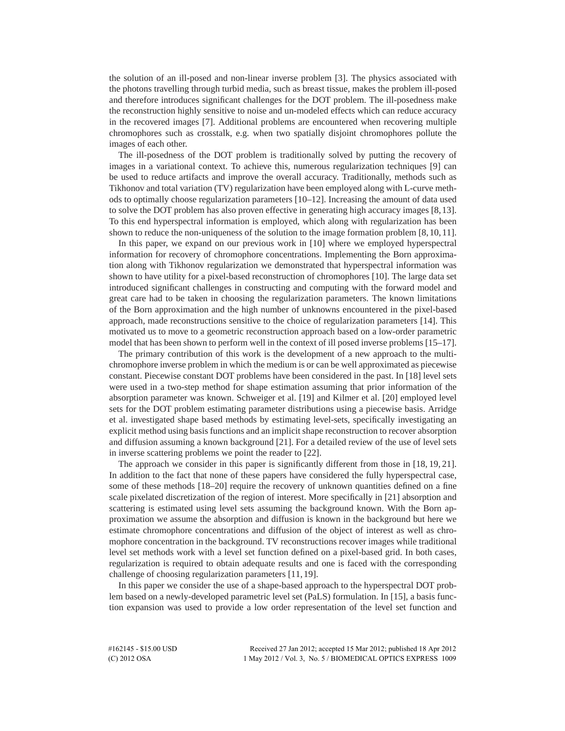the solution of an ill-posed and non-linear inverse problem [3]. The physics associated with the photons travelling through turbid media, such as breast tissue, makes the problem ill-posed and therefore introduces significant challenges for the DOT problem. The ill-posedness make the reconstruction highly sensitive to noise and un-modeled effects which can reduce accuracy in the recovered images [7]. Additional problems are encountered when recovering multiple chromophores such as crosstalk, e.g. when two spatially disjoint chromophores pollute the images of each other.

The ill-posedness of the DOT problem is traditionally solved by putting the recovery of images in a variational context. To achieve this, numerous regularization techniques [9] can be used to reduce artifacts and improve the overall accuracy. Traditionally, methods such as Tikhonov and total variation (TV) regularization have been employed along with L-curve methods to optimally choose regularization parameters [10–12]. Increasing the amount of data used to solve the DOT problem has also proven effective in generating high accuracy images [8,13]. To this end hyperspectral information is employed, which along with regularization has been shown to reduce the non-uniqueness of the solution to the image formation problem [8,10,11].

In this paper, we expand on our previous work in [10] where we employed hyperspectral information for recovery of chromophore concentrations. Implementing the Born approximation along with Tikhonov regularization we demonstrated that hyperspectral information was shown to have utility for a pixel-based reconstruction of chromophores [10]. The large data set introduced significant challenges in constructing and computing with the forward model and great care had to be taken in choosing the regularization parameters. The known limitations of the Born approximation and the high number of unknowns encountered in the pixel-based approach, made reconstructions sensitive to the choice of regularization parameters [14]. This motivated us to move to a geometric reconstruction approach based on a low-order parametric model that has been shown to perform well in the context of ill posed inverse problems [15–17].

The primary contribution of this work is the development of a new approach to the multi-chromophore inverse problem in which the medium is or can be well approximated as piecewise constant. Piecewise constant DOT problems have been considered in the past. In [18] level sets were used in a two-step method for shape estimation assuming that prior information of the absorption parameter was known. Schweiger et al. [19] and Kilmer et al. [20] employed level sets for the DOT problem estimating parameter distributions using a piecewise basis. Arridge et al. investigated shape based methods by estimating level-sets, specifically investigating an explicit method using basis functions and an implicit shape reconstruction to recover absorption and diffusion assuming a known background [21]. For a detailed review of the use of level sets in inverse scattering problems we point the reader to [22].

The approach we consider in this paper is significantly different from those in [18,19,21]. In addition to the fact that none of these papers have considered the fully hyperspectral case, some of these methods [18–20] require the recovery of unknown quantities defined on a fine scale pixelated discretization of the region of interest. More specifically in [21] absorption and scattering is estimated using level sets assuming the background known. With the Born approximation we assume the absorption and diffusion is known in the background but here we estimate chromophore concentrations and diffusion of the object of interest as well as chromophore concentration in the background. TV reconstructions recover images while traditional level set methods work with a level set function defined on a pixel-based grid. In both cases, regularization is required to obtain adequate results and one is faced with the corresponding challenge of choosing regularization parameters [11,19].

In this paper we consider the use of a shape-based approach to the hyperspectral DOT problem based on a newly-developed parametric level set (PaLS) formulation. In [15], a basis function expansion was used to provide a low order representation of the level set function and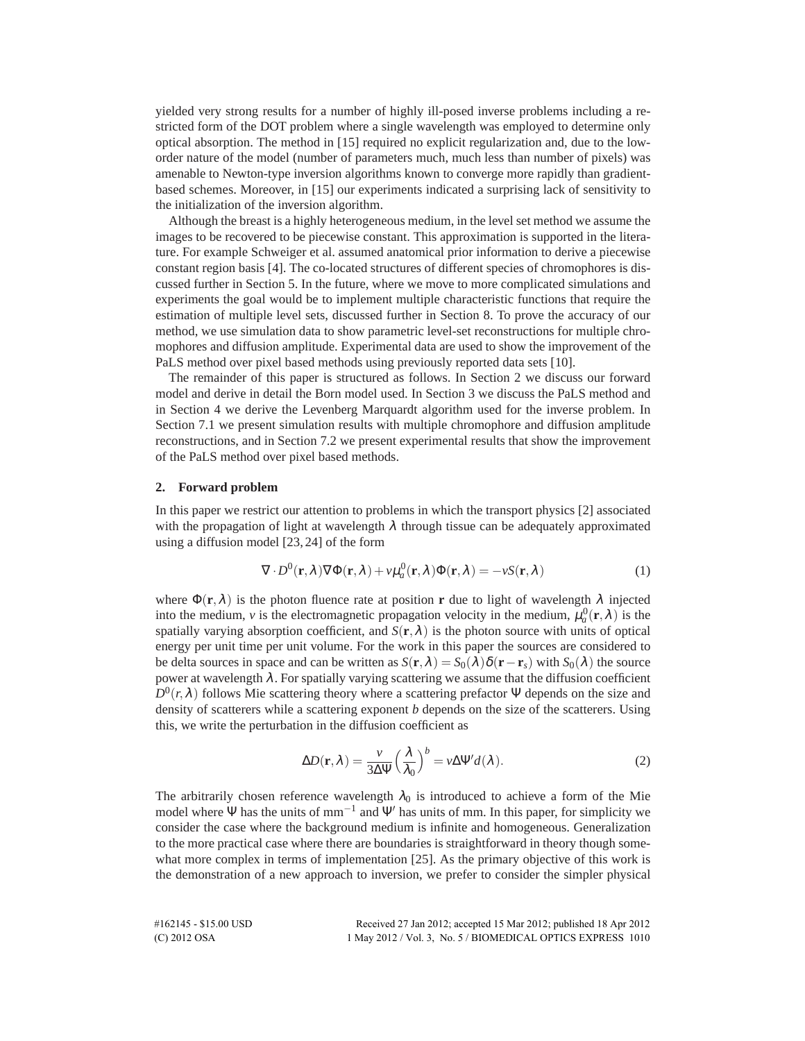yielded very strong results for a number of highly ill-posed inverse problems including a restricted form of the DOT problem where a single wavelength was employed to determine only optical absorption. The method in [15] required no explicit regularization and, due to the low-order nature of the model (number of parameters much, much less than number of pixels) was amenable to Newton-type inversion algorithms known to converge more rapidly than gradient-based schemes. Moreover, in [15] our experiments indicated a surprising lack of sensitivity to the initialization of the inversion algorithm.

Although the breast is a highly heterogeneous medium, in the level set method we assume the images to be recovered to be piecewise constant. This approximation is supported in the literature. For example Schweiger et al. assumed anatomical prior information to derive a piecewise constant region basis [4]. The co-located structures of different species of chromophores is discussed further in Section 5. In the future, where we move to more complicated simulations and experiments the goal would be to implement multiple characteristic functions that require the estimation of multiple level sets, discussed further in Section 8. To prove the accuracy of our method, we use simulation data to show parametric level-set reconstructions for multiple chromophores and diffusion amplitude. Experimental data are used to show the improvement of the PaLS method over pixel based methods using previously reported data sets [10].

The remainder of this paper is structured as follows. In Section 2 we discuss our forward model and derive in detail the Born model used. In Section 3 we discuss the PaLS method and in Section 4 we derive the Levenberg Marquardt algorithm used for the inverse problem. In Section 7.1 we present simulation results with multiple chromophore and diffusion amplitude reconstructions, and in Section 7.2 we present experimental results that show the improvement of the PaLS method over pixel based methods.

## 2. Forward problem

In this paper we restrict our attention to problems in which the transport physics [2] associated with the propagation of light at wavelength $\lambda$ through tissue can be adequately approximated using a diffusion model [23, 24] of the form

$$\nabla \cdot D^0(\mathbf{r},\lambda)\nabla\Phi(\mathbf{r},\lambda) + v\mu_a^0(\mathbf{r},\lambda)\Phi(\mathbf{r},\lambda) = -vS(\mathbf{r},\lambda) \tag{1}$$

where $\Phi(\mathbf{r},\lambda)$ is the photon fluence rate at position $\mathbf{r}$ due to light of wavelength $\lambda$ injected into the medium, $v$ is the electromagnetic propagation velocity in the medium, $\mu_a^0(\mathbf{r},\lambda)$ is the spatially varying absorption coefficient, and $S(\mathbf{r},\lambda)$ is the photon source with units of optical energy per unit time per unit volume. For the work in this paper the sources are considered to be delta sources in space and can be written as $S(\mathbf{r},\lambda) = S_0(\lambda)\delta(\mathbf{r}-\mathbf{r}_s)$ with $S_0(\lambda)$ the source power at wavelength $\lambda$. For spatially varying scattering we assume that the diffusion coefficient $D^0(r,\lambda)$ follows Mie scattering theory where a scattering prefactor $\Psi$ depends on the size and density of scatterers while a scattering exponent $b$ depends on the size of the scatterers. Using this, we write the perturbation in the diffusion coefficient as

$$\Delta D(\mathbf{r},\lambda) = \frac{v}{3\Delta\Psi}\left(\frac{\lambda}{\lambda_0}\right)^b = v\Delta\Psi' d(\lambda). \tag{2}$$

The arbitrarily chosen reference wavelength $\lambda_0$ is introduced to achieve a form of the Mie model where $\Psi$ has the units of mm$^{-1}$ and $\Psi'$ has units of mm. In this paper, for simplicity we consider the case where the background medium is infinite and homogeneous. Generalization to the more practical case where there are boundaries is straightforward in theory though somewhat more complex in terms of implementation [25]. As the primary objective of this work is the demonstration of a new approach to inversion, we prefer to consider the simpler physical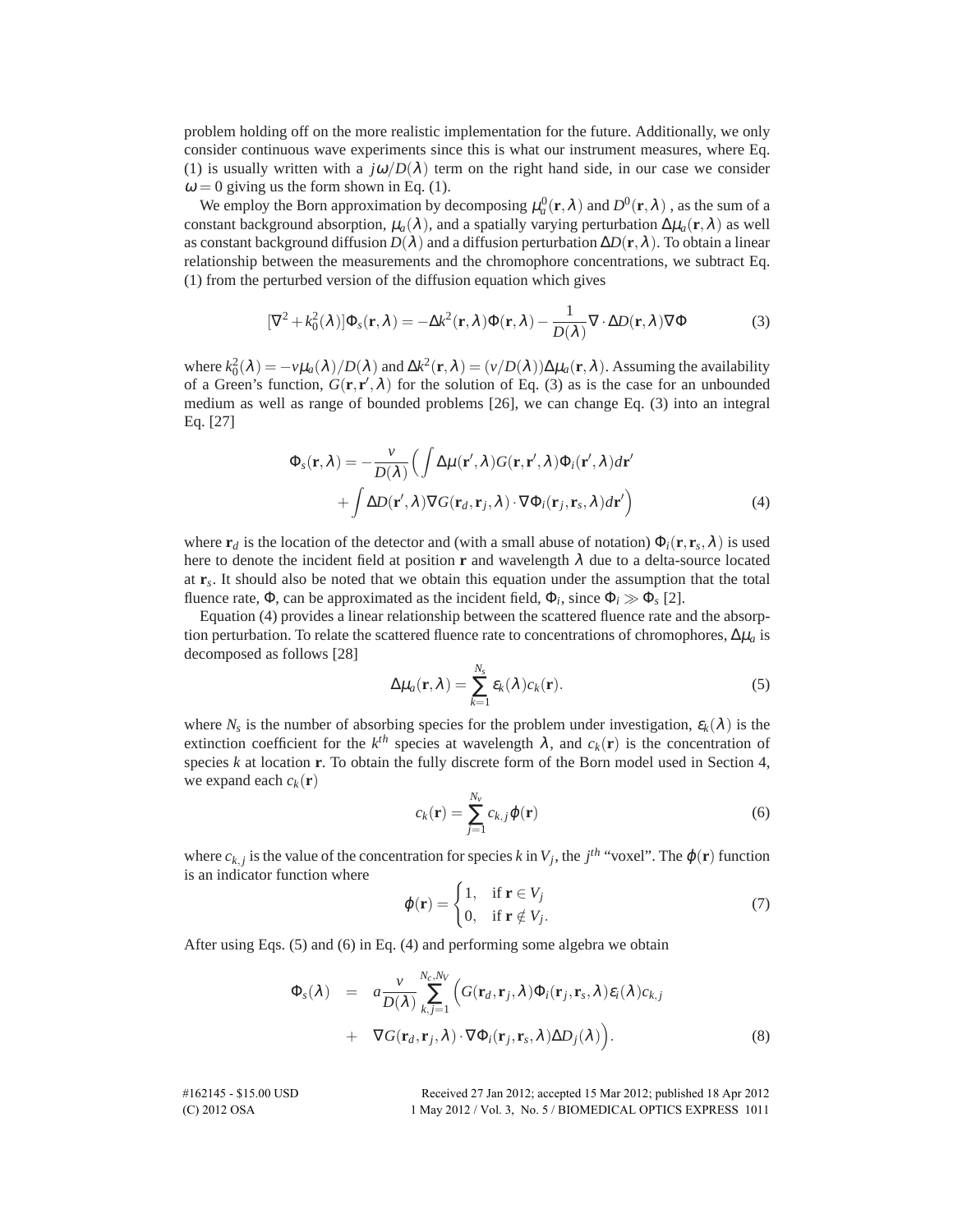problem holding off on the more realistic implementation for the future. Additionally, we only consider continuous wave experiments since this is what our instrument measures, where Eq. (1) is usually written with a $j\omega/D(\lambda)$ term on the right hand side, in our case we consider $\omega = 0$ giving us the form shown in Eq. (1).

We employ the Born approximation by decomposing $\mu_a^0(\mathbf{r},\lambda)$ and $D^0(\mathbf{r},\lambda)$ , as the sum of a constant background absorption, $\mu_a(\lambda)$, and a spatially varying perturbation $\Delta\mu_a(\mathbf{r},\lambda)$ as well as constant background diffusion $D(\lambda)$ and a diffusion perturbation $\Delta D(\mathbf{r},\lambda)$. To obtain a linear relationship between the measurements and the chromophore concentrations, we subtract Eq. (1) from the perturbed version of the diffusion equation which gives

$$[\nabla^2 + k_0^2(\lambda)]\Phi_s(\mathbf{r},\lambda) = -\Delta k^2(\mathbf{r},\lambda)\Phi(\mathbf{r},\lambda) - \frac{1}{D(\lambda)}\nabla\cdot\Delta D(\mathbf{r},\lambda)\nabla\Phi \tag{3}$$

where $k_0^2(\lambda) = -\nu\mu_a(\lambda)/D(\lambda)$ and $\Delta k^2(\mathbf{r},\lambda) = (\nu/D(\lambda))\Delta\mu_a(\mathbf{r},\lambda)$. Assuming the availability of a Green's function, $G(\mathbf{r},\mathbf{r}',\lambda)$ for the solution of Eq. (3) as is the case for an unbounded medium as well as range of bounded problems [26], we can change Eq. (3) into an integral Eq. [27]

$$\begin{aligned}\Phi_s(\mathbf{r},\lambda) = -\frac{\nu}{D(\lambda)}\Big(&\int \Delta\mu(\mathbf{r}',\lambda)G(\mathbf{r},\mathbf{r}',\lambda)\Phi_i(\mathbf{r}',\lambda)d\mathbf{r}' \\ &+ \int \Delta D(\mathbf{r}',\lambda)\nabla G(\mathbf{r}_d,\mathbf{r}_j,\lambda)\cdot\nabla\Phi_i(\mathbf{r}_j,\mathbf{r}_s,\lambda)d\mathbf{r}'\Big)\end{aligned} \tag{4}$$

where $\mathbf{r}_d$ is the location of the detector and (with a small abuse of notation) $\Phi_i(\mathbf{r},\mathbf{r}_s,\lambda)$ is used here to denote the incident field at position $\mathbf{r}$ and wavelength $\lambda$ due to a delta-source located at $\mathbf{r}_s$. It should also be noted that we obtain this equation under the assumption that the total fluence rate, $\Phi$, can be approximated as the incident field, $\Phi_i$, since $\Phi_i \gg \Phi_s$ [2].

Equation (4) provides a linear relationship between the scattered fluence rate and the absorption perturbation. To relate the scattered fluence rate to concentrations of chromophores, $\Delta\mu_a$ is decomposed as follows [28]

$$\Delta\mu_a(\mathbf{r},\lambda) = \sum_{k=1}^{N_s} \varepsilon_k(\lambda)c_k(\mathbf{r}). \tag{5}$$

where $N_s$ is the number of absorbing species for the problem under investigation, $\varepsilon_k(\lambda)$ is the extinction coefficient for the $k^{th}$ species at wavelength $\lambda$, and $c_k(\mathbf{r})$ is the concentration of species $k$ at location $\mathbf{r}$. To obtain the fully discrete form of the Born model used in Section 4, we expand each $c_k(\mathbf{r})$

$$c_k(\mathbf{r}) = \sum_{j=1}^{N_v} c_{k,j}\varphi(\mathbf{r}) \tag{6}$$

where $c_{k,j}$ is the value of the concentration for species $k$ in $V_j$, the $j^{th}$ "voxel". The $\varphi(\mathbf{r})$ function is an indicator function where

$$\varphi(\mathbf{r}) = \begin{cases} 1, & \text{if } \mathbf{r} \in V_j \\ 0, & \text{if } \mathbf{r} \notin V_j. \end{cases} \tag{7}$$

After using Eqs. (5) and (6) in Eq. (4) and performing some algebra we obtain

$$\begin{aligned}\Phi_s(\lambda) &= a\frac{\nu}{D(\lambda)}\sum_{k,j=1}^{N_c,N_V}\Big(G(\mathbf{r}_d,\mathbf{r}_j,\lambda)\Phi_i(\mathbf{r}_j,\mathbf{r}_s,\lambda)\varepsilon_i(\lambda)c_{k,j} \\ &+ \nabla G(\mathbf{r}_d,\mathbf{r}_j,\lambda)\cdot\nabla\Phi_i(\mathbf{r}_j,\mathbf{r}_s,\lambda)\Delta D_j(\lambda)\Big).\end{aligned} \tag{8}$$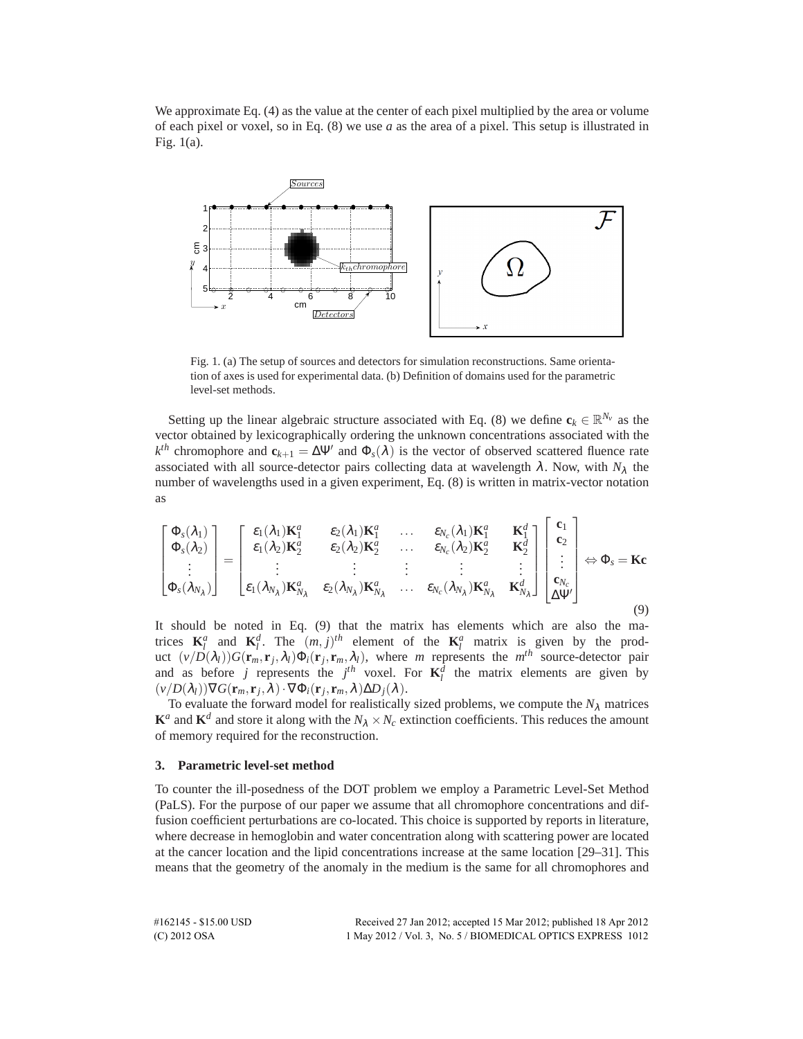We approximate Eq. (4) as the value at the center of each pixel multiplied by the area or volume of each pixel or voxel, so in Eq. (8) we use $a$ as the area of a pixel. This setup is illustrated in Fig. 1(a).

Fig. 1. (a) The setup of sources and detectors for simulation reconstructions. Same orientation of axes is used for experimental data. (b) Definition of domains used for the parametric level-set methods.

Setting up the linear algebraic structure associated with Eq. (8) we define $\mathbf{c}_k \in \mathbb{R}^{N_v}$ as the vector obtained by lexicographically ordering the unknown concentrations associated with the $k^{th}$ chromophore and $\mathbf{c}_{k+1} = \Delta\Psi'$ and $\Phi_s(\lambda)$ is the vector of observed scattered fluence rate associated with all source-detector pairs collecting data at wavelength $\lambda$. Now, with $N_\lambda$ the number of wavelengths used in a given experiment, Eq. (8) is written in matrix-vector notation as

$$
\begin{bmatrix} \Phi_s(\lambda_1) \\ \Phi_s(\lambda_2) \\ \vdots \\ \Phi_s(\lambda_{N_\lambda}) \end{bmatrix} = \begin{bmatrix} \varepsilon_1(\lambda_1)\mathbf{K}_1^a & \varepsilon_2(\lambda_1)\mathbf{K}_1^a & \dots & \varepsilon_{N_c}(\lambda_1)\mathbf{K}_1^a & \mathbf{K}_1^d \\ \varepsilon_1(\lambda_2)\mathbf{K}_2^a & \varepsilon_2(\lambda_2)\mathbf{K}_2^a & \dots & \varepsilon_{N_c}(\lambda_2)\mathbf{K}_2^a & \mathbf{K}_2^d \\ \vdots & \vdots & \vdots & \vdots & \vdots \\ \varepsilon_1(\lambda_{N_\lambda})\mathbf{K}_{N_\lambda}^a & \varepsilon_2(\lambda_{N_\lambda})\mathbf{K}_{N_\lambda}^a & \dots & \varepsilon_{N_c}(\lambda_{N_\lambda})\mathbf{K}_{N_\lambda}^a & \mathbf{K}_{N_\lambda}^d \end{bmatrix} \begin{bmatrix} \mathbf{c}_1 \\ \mathbf{c}_2 \\ \vdots \\ \mathbf{c}_{N_c} \\ \Delta\Psi' \end{bmatrix} \Leftrightarrow \Phi_s = \mathbf{K}\mathbf{c} \tag{9}
$$

It should be noted in Eq. (9) that the matrix has elements which are also the matrices $\mathbf{K}_l^a$ and $\mathbf{K}_l^d$. The $(m, j)^{th}$ element of the $\mathbf{K}_l^a$ matrix is given by the product $(v/D(\lambda_l))G(\mathbf{r}_m, \mathbf{r}_j, \lambda_l)\Phi_i(\mathbf{r}_j, \mathbf{r}_m, \lambda_l)$, where $m$ represents the $m^{th}$ source-detector pair and as before $j$ represents the $j^{th}$ voxel. For $\mathbf{K}_l^d$ the matrix elements are given by $(v/D(\lambda_l))\nabla G(\mathbf{r}_m, \mathbf{r}_j, \lambda) \cdot \nabla\Phi_i(\mathbf{r}_j, \mathbf{r}_m, \lambda)\Delta D_j(\lambda)$.

To evaluate the forward model for realistically sized problems, we compute the $N_\lambda$ matrices $\mathbf{K}^a$ and $\mathbf{K}^d$ and store it along with the $N_\lambda \times N_c$ extinction coefficients. This reduces the amount of memory required for the reconstruction.

## 3. Parametric level-set method

To counter the ill-posedness of the DOT problem we employ a Parametric Level-Set Method (PaLS). For the purpose of our paper we assume that all chromophore concentrations and diffusion coefficient perturbations are co-located. This choice is supported by reports in literature, where decrease in hemoglobin and water concentration along with scattering power are located at the cancer location and the lipid concentrations increase at the same location [29–31]. This means that the geometry of the anomaly in the medium is the same for all chromophores and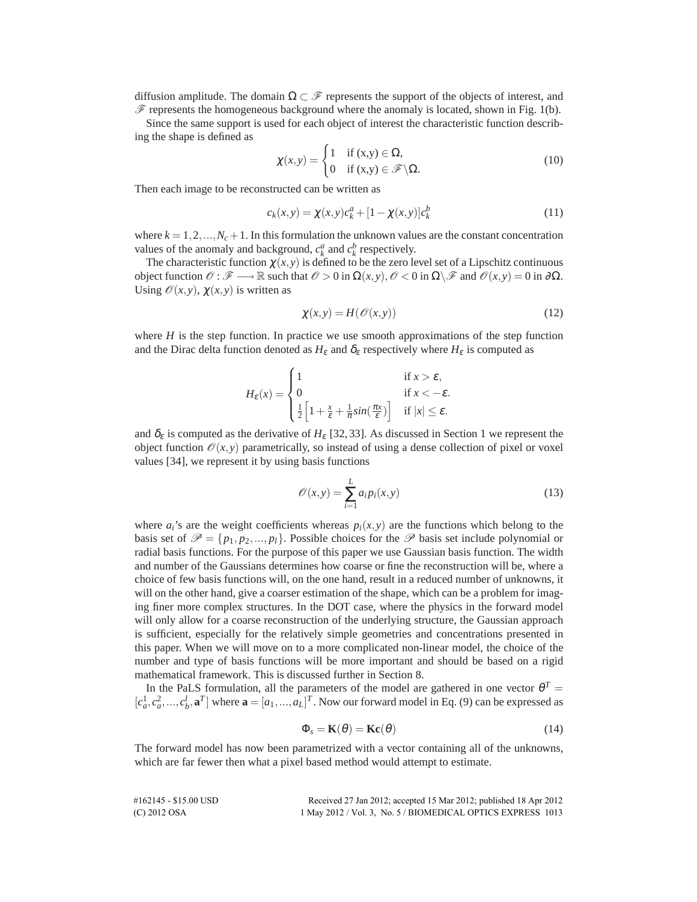diffusion amplitude. The domain $\Omega \subset \mathscr{F}$ represents the support of the objects of interest, and $\mathscr{F}$ represents the homogeneous background where the anomaly is located, shown in Fig. 1(b).

Since the same support is used for each object of interest the characteristic function describing the shape is defined as

$$\chi(x,y) = \begin{cases} 1 & \text{if (x,y)} \in \Omega, \\ 0 & \text{if (x,y)} \in \mathscr{F}\backslash\Omega. \end{cases} \tag{10}$$

Then each image to be reconstructed can be written as

$$c_k(x,y) = \chi(x,y)c_k^a + [1-\chi(x,y)]c_k^b \tag{11}$$

where $k = 1,2,...,N_c+1$. In this formulation the unknown values are the constant concentration values of the anomaly and background, $c_k^a$ and $c_k^b$ respectively.

The characteristic function $\chi(x,y)$ is defined to be the zero level set of a Lipschitz continuous object function $\mathscr{O} : \mathscr{F} \longrightarrow \mathbb{R}$ such that $\mathscr{O} > 0$ in $\Omega(x,y)$, $\mathscr{O} < 0$ in $\Omega\backslash\mathscr{F}$ and $\mathscr{O}(x,y) = 0$ in $\partial\Omega$. Using $\mathscr{O}(x,y)$, $\chi(x,y)$ is written as

$$\chi(x,y) = H(\mathscr{O}(x,y)) \tag{12}$$

where $H$ is the step function. In practice we use smooth approximations of the step function and the Dirac delta function denoted as $H_\varepsilon$ and $\delta_\varepsilon$ respectively where $H_\varepsilon$ is computed as

$$H_\varepsilon(x) = \begin{cases} 1 & \text{if } x > \varepsilon, \\ 0 & \text{if } x < -\varepsilon. \\ \frac{1}{2}\left[1 + \frac{x}{\varepsilon} + \frac{1}{\pi}sin(\frac{\pi x}{\varepsilon})\right] & \text{if } |x| \leq \varepsilon. \end{cases}$$

and $\delta_\varepsilon$ is computed as the derivative of $H_\varepsilon$ [32,33]. As discussed in Section 1 we represent the object function $\mathscr{O}(x,y)$ parametrically, so instead of using a dense collection of pixel or voxel values [34], we represent it by using basis functions

$$\mathscr{O}(x,y) = \sum_{i=1}^{L} a_i p_i(x,y) \tag{13}$$

where $a_i$'s are the weight coefficients whereas $p_i(x,y)$ are the functions which belong to the basis set of $\mathscr{P} = \{p_1, p_2, ..., p_l\}$. Possible choices for the $\mathscr{P}$ basis set include polynomial or radial basis functions. For the purpose of this paper we use Gaussian basis function. The width and number of the Gaussians determines how coarse or fine the reconstruction will be, where a choice of few basis functions will, on the one hand, result in a reduced number of unknowns, it will on the other hand, give a coarser estimation of the shape, which can be a problem for imaging finer more complex structures. In the DOT case, where the physics in the forward model will only allow for a coarse reconstruction of the underlying structure, the Gaussian approach is sufficient, especially for the relatively simple geometries and concentrations presented in this paper. When we will move on to a more complicated non-linear model, the choice of the number and type of basis functions will be more important and should be based on a rigid mathematical framework. This is discussed further in Section 8.

In the PaLS formulation, all the parameters of the model are gathered in one vector $\theta^T = [c_a^1, c_a^2, ..., c_b^l, \mathbf{a}^T]$ where $\mathbf{a} = [a_1, ..., a_L]^T$. Now our forward model in Eq. (9) can be expressed as

$$\Phi_s = \mathbf{K}(\theta) = \mathbf{K}\mathbf{c}(\theta) \tag{14}$$

The forward model has now been parametrized with a vector containing all of the unknowns, which are far fewer then what a pixel based method would attempt to estimate.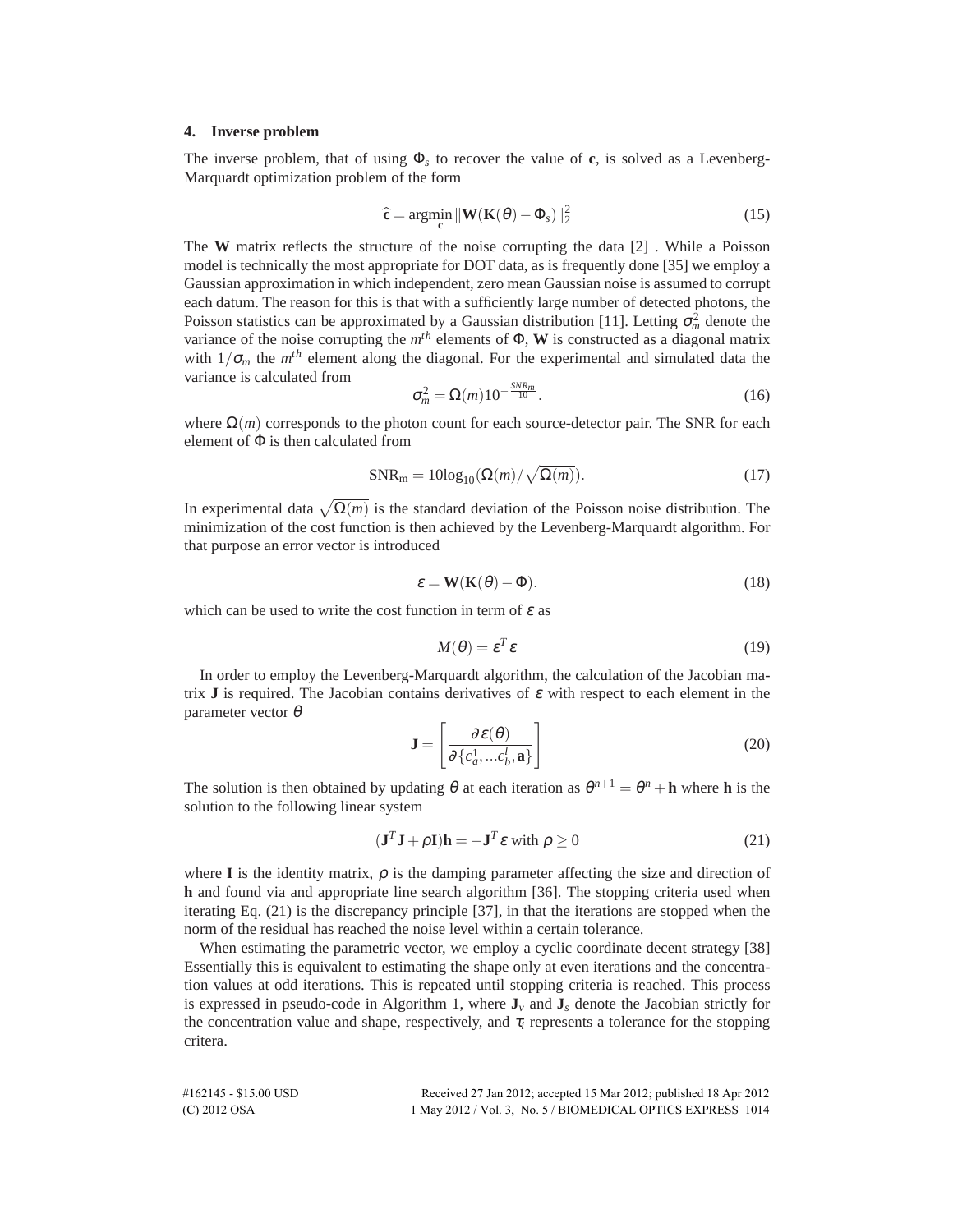### 4. Inverse problem

The inverse problem, that of using $\Phi_s$ to recover the value of $\mathbf{c}$, is solved as a Levenberg-Marquardt optimization problem of the form

$$\widehat{\mathbf{c}} = \underset{\mathbf{c}}{\operatorname{argmin}} \|\mathbf{W}(\mathbf{K}(\theta) - \Phi_s)\|_2^2 \tag{15}$$

The $\mathbf{W}$ matrix reflects the structure of the noise corrupting the data [2] . While a Poisson model is technically the most appropriate for DOT data, as is frequently done [35] we employ a Gaussian approximation in which independent, zero mean Gaussian noise is assumed to corrupt each datum. The reason for this is that with a sufficiently large number of detected photons, the Poisson statistics can be approximated by a Gaussian distribution [11]. Letting $\sigma_m^2$ denote the variance of the noise corrupting the $m^{th}$ elements of $\Phi$, $\mathbf{W}$ is constructed as a diagonal matrix with $1/\sigma_m$ the $m^{th}$ element along the diagonal. For the experimental and simulated data the variance is calculated from

$$\sigma_m^2 = \Omega(m) 10^{-\frac{SNR_m}{10}}. \tag{16}$$

where $\Omega(m)$ corresponds to the photon count for each source-detector pair. The SNR for each element of $\Phi$ is then calculated from

$$\mathrm{SNR_m} = 10\log_{10}(\Omega(m)/\sqrt{\Omega(m)}). \tag{17}$$

In experimental data $\sqrt{\Omega(m)}$ is the standard deviation of the Poisson noise distribution. The minimization of the cost function is then achieved by the Levenberg-Marquardt algorithm. For that purpose an error vector is introduced

$$\varepsilon = \mathbf{W}(\mathbf{K}(\theta) - \Phi). \tag{18}$$

which can be used to write the cost function in term of $\varepsilon$ as

$$M(\theta) = \varepsilon^T \varepsilon \tag{19}$$

In order to employ the Levenberg-Marquardt algorithm, the calculation of the Jacobian matrix $\mathbf{J}$ is required. The Jacobian contains derivatives of $\varepsilon$ with respect to each element in the parameter vector $\theta$

$$\mathbf{J} = \left[ \frac{\partial \varepsilon(\theta)}{\partial \{c_a^1, \ldots c_b^l, \mathbf{a}\}} \right] \tag{20}$$

The solution is then obtained by updating $\theta$ at each iteration as $\theta^{n+1} = \theta^n + \mathbf{h}$ where $\mathbf{h}$ is the solution to the following linear system

$$(\mathbf{J}^T\mathbf{J} + \rho \mathbf{I})\mathbf{h} = -\mathbf{J}^T \varepsilon \text{ with } \rho \geq 0 \tag{21}$$

where $\mathbf{I}$ is the identity matrix, $\rho$ is the damping parameter affecting the size and direction of $\mathbf{h}$ and found via and appropriate line search algorithm [36]. The stopping criteria used when iterating Eq. (21) is the discrepancy principle [37], in that the iterations are stopped when the norm of the residual has reached the noise level within a certain tolerance.

When estimating the parametric vector, we employ a cyclic coordinate decent strategy [38] Essentially this is equivalent to estimating the shape only at even iterations and the concentration values at odd iterations. This is repeated until stopping criteria is reached. This process is expressed in pseudo-code in Algorithm 1, where $\mathbf{J}_v$ and $\mathbf{J}_s$ denote the Jacobian strictly for the concentration value and shape, respectively, and $\tau_i$ represents a tolerance for the stopping critera.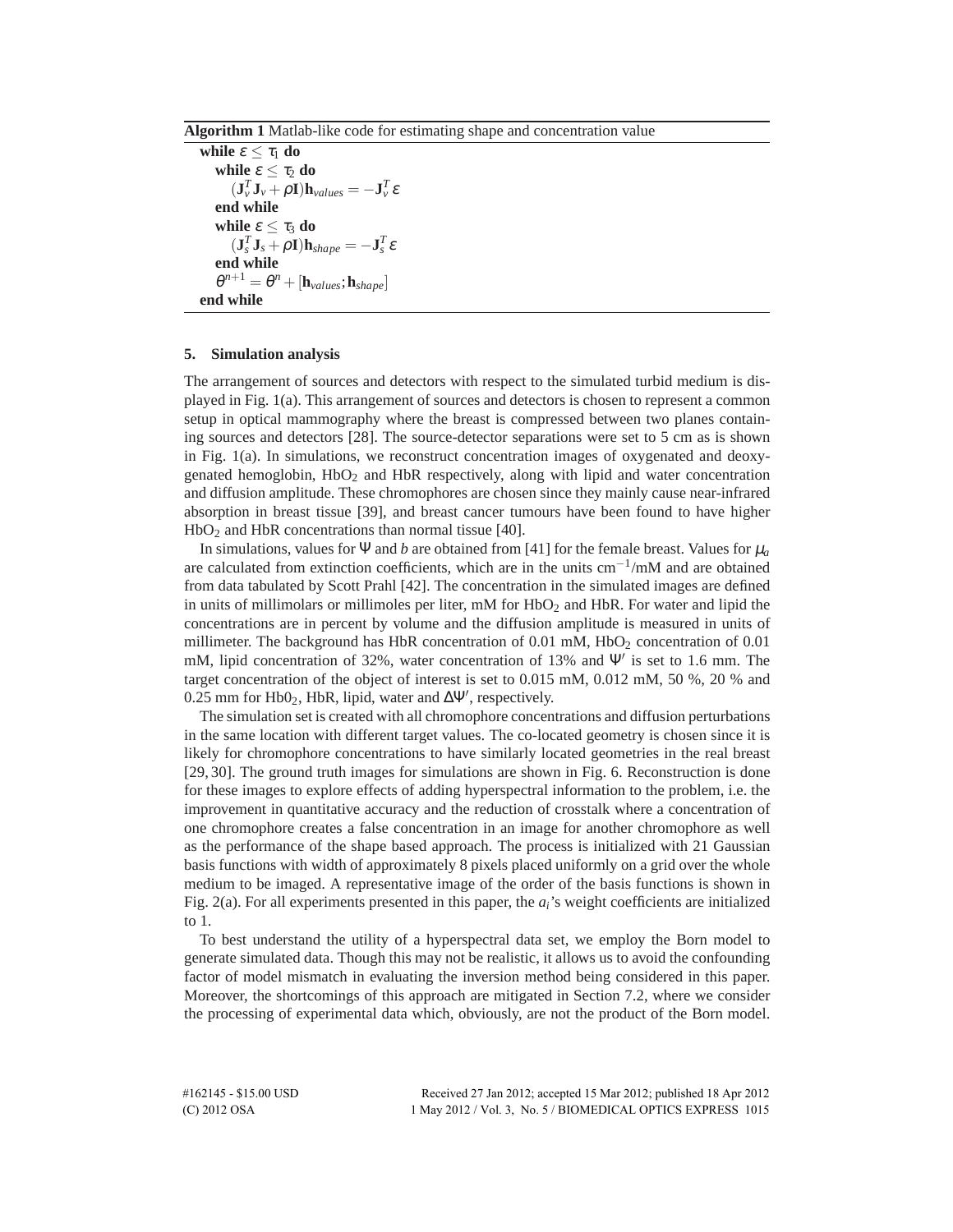**Algorithm 1** Matlab-like code for estimating shape and concentration value

```
while ε ≤ τ1 do
    while ε ≤ τ2 do
        (J_v^T J_v + ρI) h_values = −J_v^T ε
    end while
    while ε ≤ τ3 do
        (J_s^T J_s + ρI) h_shape = −J_s^T ε
    end while
    θ^{n+1} = θ^n + [h_values; h_shape]
end while
```

## 5. Simulation analysis

The arrangement of sources and detectors with respect to the simulated turbid medium is displayed in Fig. 1(a). This arrangement of sources and detectors is chosen to represent a common setup in optical mammography where the breast is compressed between two planes containing sources and detectors [28]. The source-detector separations were set to 5 cm as is shown in Fig. 1(a). In simulations, we reconstruct concentration images of oxygenated and deoxygenated hemoglobin, $HbO_2$ and HbR respectively, along with lipid and water concentration and diffusion amplitude. These chromophores are chosen since they mainly cause near-infrared absorption in breast tissue [39], and breast cancer tumours have been found to have higher $HbO_2$ and HbR concentrations than normal tissue [40].

In simulations, values for $\Psi$ and $b$ are obtained from [41] for the female breast. Values for $\mu_a$ are calculated from extinction coefficients, which are in the units $cm^{-1}$/mM and are obtained from data tabulated by Scott Prahl [42]. The concentration in the simulated images are defined in units of millimolars or millimoles per liter, mM for $HbO_2$ and HbR. For water and lipid the concentrations are in percent by volume and the diffusion amplitude is measured in units of millimeter. The background has HbR concentration of 0.01 mM, $HbO_2$ concentration of 0.01 mM, lipid concentration of 32%, water concentration of 13% and $\Psi'$ is set to 1.6 mm. The target concentration of the object of interest is set to 0.015 mM, 0.012 mM, 50 %, 20 % and 0.25 mm for $Hb0_2$, HbR, lipid, water and $\Delta\Psi'$, respectively.

The simulation set is created with all chromophore concentrations and diffusion perturbations in the same location with different target values. The co-located geometry is chosen since it is likely for chromophore concentrations to have similarly located geometries in the real breast [29, 30]. The ground truth images for simulations are shown in Fig. 6. Reconstruction is done for these images to explore effects of adding hyperspectral information to the problem, i.e. the improvement in quantitative accuracy and the reduction of crosstalk where a concentration of one chromophore creates a false concentration in an image for another chromophore as well as the performance of the shape based approach. The process is initialized with 21 Gaussian basis functions with width of approximately 8 pixels placed uniformly on a grid over the whole medium to be imaged. A representative image of the order of the basis functions is shown in Fig. 2(a). For all experiments presented in this paper, the $a_i$'s weight coefficients are initialized to 1.

To best understand the utility of a hyperspectral data set, we employ the Born model to generate simulated data. Though this may not be realistic, it allows us to avoid the confounding factor of model mismatch in evaluating the inversion method being considered in this paper. Moreover, the shortcomings of this approach are mitigated in Section 7.2, where we consider the processing of experimental data which, obviously, are not the product of the Born model.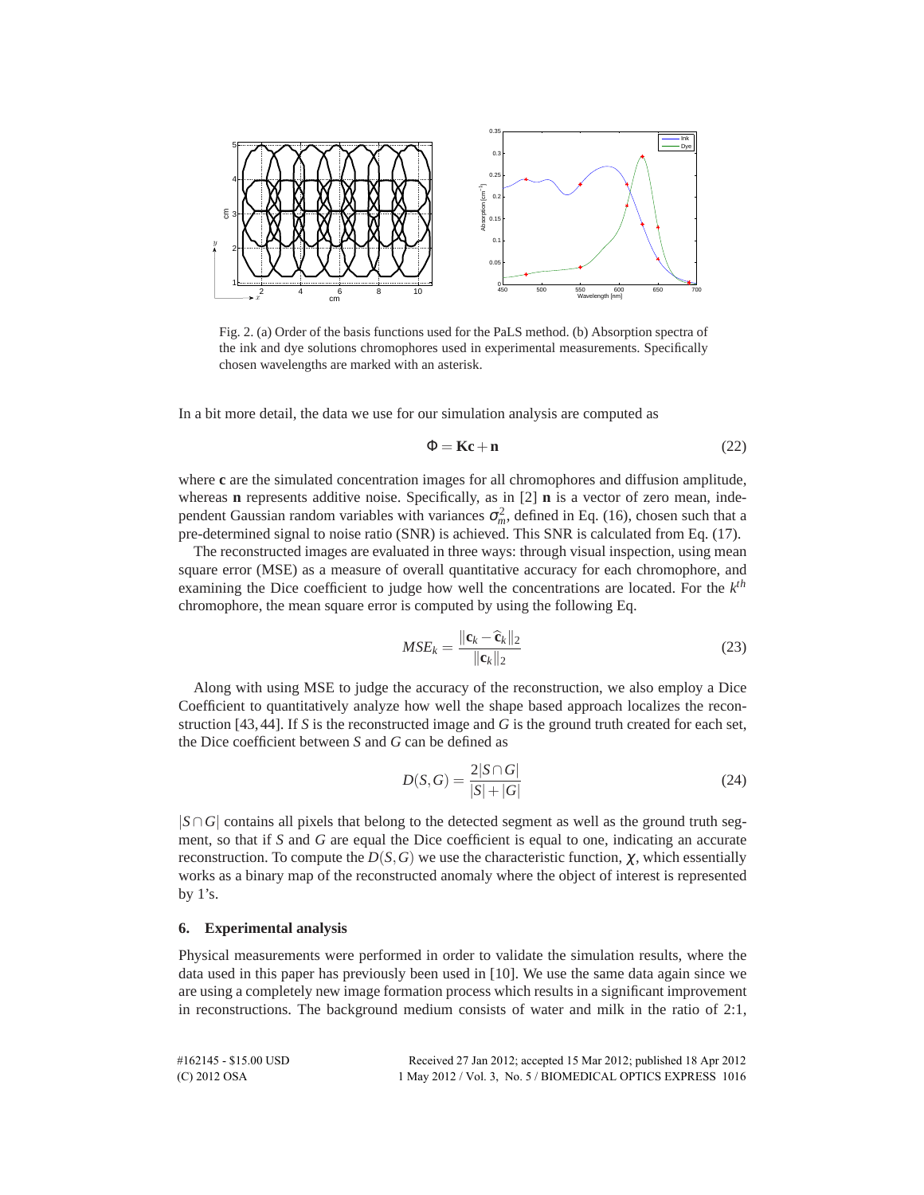Fig. 2. (a) Order of the basis functions used for the PaLS method. (b) Absorption spectra of the ink and dye solutions chromophores used in experimental measurements. Specifically chosen wavelengths are marked with an asterisk.

In a bit more detail, the data we use for our simulation analysis are computed as

$$\Phi = \mathbf{K}\mathbf{c} + \mathbf{n} \tag{22}$$

where $\mathbf{c}$ are the simulated concentration images for all chromophores and diffusion amplitude, whereas $\mathbf{n}$ represents additive noise. Specifically, as in [2] $\mathbf{n}$ is a vector of zero mean, independent Gaussian random variables with variances $\sigma_m^2$, defined in Eq. (16), chosen such that a pre-determined signal to noise ratio (SNR) is achieved. This SNR is calculated from Eq. (17).

The reconstructed images are evaluated in three ways: through visual inspection, using mean square error (MSE) as a measure of overall quantitative accuracy for each chromophore, and examining the Dice coefficient to judge how well the concentrations are located. For the $k^{th}$ chromophore, the mean square error is computed by using the following Eq.

$$MSE_k = \frac{\|\mathbf{c}_k - \widehat{\mathbf{c}}_k\|_2}{\|\mathbf{c}_k\|_2} \tag{23}$$

Along with using MSE to judge the accuracy of the reconstruction, we also employ a Dice Coefficient to quantitatively analyze how well the shape based approach localizes the reconstruction [43,44]. If $S$ is the reconstructed image and $G$ is the ground truth created for each set, the Dice coefficient between $S$ and $G$ can be defined as

$$D(S,G) = \frac{2|S \cap G|}{|S| + |G|} \tag{24}$$

$|S \cap G|$ contains all pixels that belong to the detected segment as well as the ground truth segment, so that if $S$ and $G$ are equal the Dice coefficient is equal to one, indicating an accurate reconstruction. To compute the $D(S,G)$ we use the characteristic function, $\chi$, which essentially works as a binary map of the reconstructed anomaly where the object of interest is represented by 1's.

## 6. Experimental analysis

Physical measurements were performed in order to validate the simulation results, where the data used in this paper has previously been used in [10]. We use the same data again since we are using a completely new image formation process which results in a significant improvement in reconstructions. The background medium consists of water and milk in the ratio of 2:1,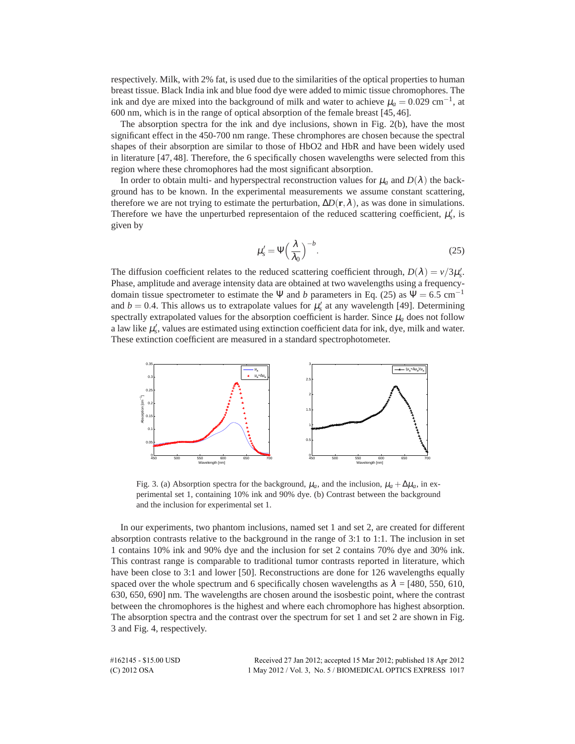respectively. Milk, with 2% fat, is used due to the similarities of the optical properties to human breast tissue. Black India ink and blue food dye were added to mimic tissue chromophores. The ink and dye are mixed into the background of milk and water to achieve $\mu_a = 0.029$ cm$^{-1}$, at 600 nm, which is in the range of optical absorption of the female breast [45, 46].

The absorption spectra for the ink and dye inclusions, shown in Fig. 2(b), have the most significant effect in the 450-700 nm range. These chrmophores are chosen because the spectral shapes of their absorption are similar to those of HbO2 and HbR and have been widely used in literature [47, 48]. Therefore, the 6 specifically chosen wavelengths were selected from this region where these chromophores had the most significant absorption.

In order to obtain multi- and hyperspectral reconstruction values for $\mu_a$ and $D(\lambda)$ the background has to be known. In the experimental measurements we assume constant scattering, therefore we are not trying to estimate the perturbation, $\Delta D(\mathbf{r}, \lambda)$, as was done in simulations. Therefore we have the unperturbed representaion of the reduced scattering coefficient, $\mu_s'$, is given by

$$\mu_s' = \Psi\left(\frac{\lambda}{\lambda_0}\right)^{-b}. \tag{25}$$

The diffusion coefficient relates to the reduced scattering coefficient through, $D(\lambda) = v/3\mu_s'$. Phase, amplitude and average intensity data are obtained at two wavelengths using a frequency-domain tissue spectrometer to estimate the $\Psi$ and $b$ parameters in Eq. (25) as $\Psi = 6.5$ cm$^{-1}$ and $b = 0.4$. This allows us to extrapolate values for $\mu_s'$ at any wavelength [49]. Determining spectrally extrapolated values for the absorption coefficient is harder. Since $\mu_a$ does not follow a law like $\mu_s'$, values are estimated using extinction coefficient data for ink, dye, milk and water. These extinction coefficient are measured in a standard spectrophotometer.

Fig. 3. (a) Absorption spectra for the background, $\mu_a$, and the inclusion, $\mu_a + \Delta\mu_a$, in experimental set 1, containing 10% ink and 90% dye. (b) Contrast between the background and the inclusion for experimental set 1.

In our experiments, two phantom inclusions, named set 1 and set 2, are created for different absorption contrasts relative to the background in the range of 3:1 to 1:1. The inclusion in set 1 contains 10% ink and 90% dye and the inclusion for set 2 contains 70% dye and 30% ink. This contrast range is comparable to traditional tumor contrasts reported in literature, which have been close to 3:1 and lower [50]. Reconstructions are done for 126 wavelengths equally spaced over the whole spectrum and 6 specifically chosen wavelengths as $\lambda$ = [480, 550, 610, 630, 650, 690] nm. The wavelengths are chosen around the isosbestic point, where the contrast between the chromophores is the highest and where each chromophore has highest absorption. The absorption spectra and the contrast over the spectrum for set 1 and set 2 are shown in Fig. 3 and Fig. 4, respectively.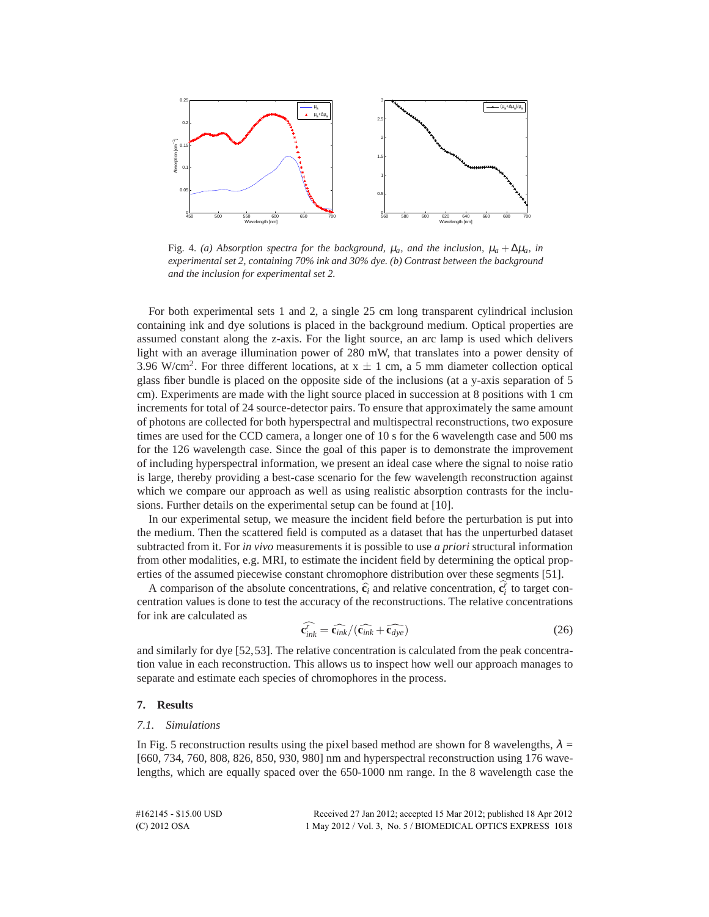Fig. 4. *(a) Absorption spectra for the background, $\mu_a$, and the inclusion, $\mu_a + \Delta\mu_a$, in experimental set 2, containing 70% ink and 30% dye. (b) Contrast between the background and the inclusion for experimental set 2.*

For both experimental sets 1 and 2, a single 25 cm long transparent cylindrical inclusion containing ink and dye solutions is placed in the background medium. Optical properties are assumed constant along the z-axis. For the light source, an arc lamp is used which delivers light with an average illumination power of 280 mW, that translates into a power density of 3.96 W/cm$^2$. For three different locations, at x $\pm$ 1 cm, a 5 mm diameter collection optical glass fiber bundle is placed on the opposite side of the inclusions (at a y-axis separation of 5 cm). Experiments are made with the light source placed in succession at 8 positions with 1 cm increments for total of 24 source-detector pairs. To ensure that approximately the same amount of photons are collected for both hyperspectral and multispectral reconstructions, two exposure times are used for the CCD camera, a longer one of 10 s for the 6 wavelength case and 500 ms for the 126 wavelength case. Since the goal of this paper is to demonstrate the improvement of including hyperspectral information, we present an ideal case where the signal to noise ratio is large, thereby providing a best-case scenario for the few wavelength reconstruction against which we compare our approach as well as using realistic absorption contrasts for the inclusions. Further details on the experimental setup can be found at [10].

In our experimental setup, we measure the incident field before the perturbation is put into the medium. Then the scattered field is computed as a dataset that has the unperturbed dataset subtracted from it. For *in vivo* measurements it is possible to use *a priori* structural information from other modalities, e.g. MRI, to estimate the incident field by determining the optical properties of the assumed piecewise constant chromophore distribution over these segments [51].

A comparison of the absolute concentrations, $\widehat{\mathbf{c}}_i$ and relative concentration, $\widehat{\mathbf{c}}_i^r$ to target concentration values is done to test the accuracy of the reconstructions. The relative concentrations for ink are calculated as

$$\widehat{\mathbf{c}_{ink}^r} = \widehat{\mathbf{c}_{ink}} / (\widehat{\mathbf{c}_{ink}} + \widehat{\mathbf{c}_{dye}}) \tag{26}$$

and similarly for dye [52,53]. The relative concentration is calculated from the peak concentration value in each reconstruction. This allows us to inspect how well our approach manages to separate and estimate each species of chromophores in the process.

## 7. Results

### 7.1. Simulations

In Fig. 5 reconstruction results using the pixel based method are shown for 8 wavelengths, $\lambda$ = [660, 734, 760, 808, 826, 850, 930, 980] nm and hyperspectral reconstruction using 176 wavelengths, which are equally spaced over the 650-1000 nm range. In the 8 wavelength case the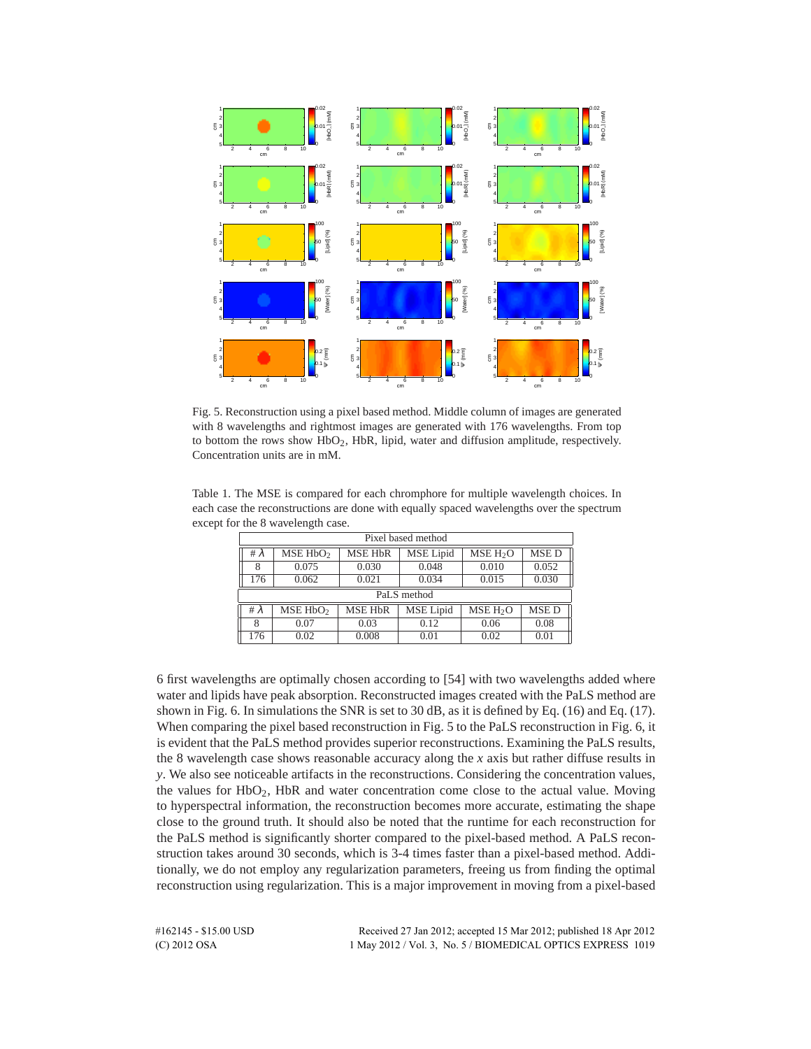Fig. 5. Reconstruction using a pixel based method. Middle column of images are generated with 8 wavelengths and rightmost images are generated with 176 wavelengths. From top to bottom the rows show $HbO_2$, HbR, lipid, water and diffusion amplitude, respectively. Concentration units are in mM.

Table 1. The MSE is compared for each chromphore for multiple wavelength choices. In each case the reconstructions are done with equally spaced wavelengths over the spectrum except for the 8 wavelength case.

| Pixel based method | | | | | |
|---|---|---|---|---|---|
| # $\lambda$ | MSE $HbO_2$ | MSE HbR | MSE Lipid | MSE $H_2O$ | MSE D |
| 8 | 0.075 | 0.030 | 0.048 | 0.010 | 0.052 |
| 176 | 0.062 | 0.021 | 0.034 | 0.015 | 0.030 |
| **PaLS method** | | | | | |
| # $\lambda$ | MSE $HbO_2$ | MSE HbR | MSE Lipid | MSE $H_2O$ | MSE D |
| 8 | 0.07 | 0.03 | 0.12 | 0.06 | 0.08 |
| 176 | 0.02 | 0.008 | 0.01 | 0.02 | 0.01 |

6 first wavelengths are optimally chosen according to [54] with two wavelengths added where water and lipids have peak absorption. Reconstructed images created with the PaLS method are shown in Fig. 6. In simulations the SNR is set to 30 dB, as it is defined by Eq. (16) and Eq. (17). When comparing the pixel based reconstruction in Fig. 5 to the PaLS reconstruction in Fig. 6, it is evident that the PaLS method provides superior reconstructions. Examining the PaLS results, the 8 wavelength case shows reasonable accuracy along the $x$ axis but rather diffuse results in $y$. We also see noticeable artifacts in the reconstructions. Considering the concentration values, the values for $HbO_2$, HbR and water concentration come close to the actual value. Moving to hyperspectral information, the reconstruction becomes more accurate, estimating the shape close to the ground truth. It should also be noted that the runtime for each reconstruction for the PaLS method is significantly shorter compared to the pixel-based method. A PaLS reconstruction takes around 30 seconds, which is 3-4 times faster than a pixel-based method. Additionally, we do not employ any regularization parameters, freeing us from finding the optimal reconstruction using regularization. This is a major improvement in moving from a pixel-based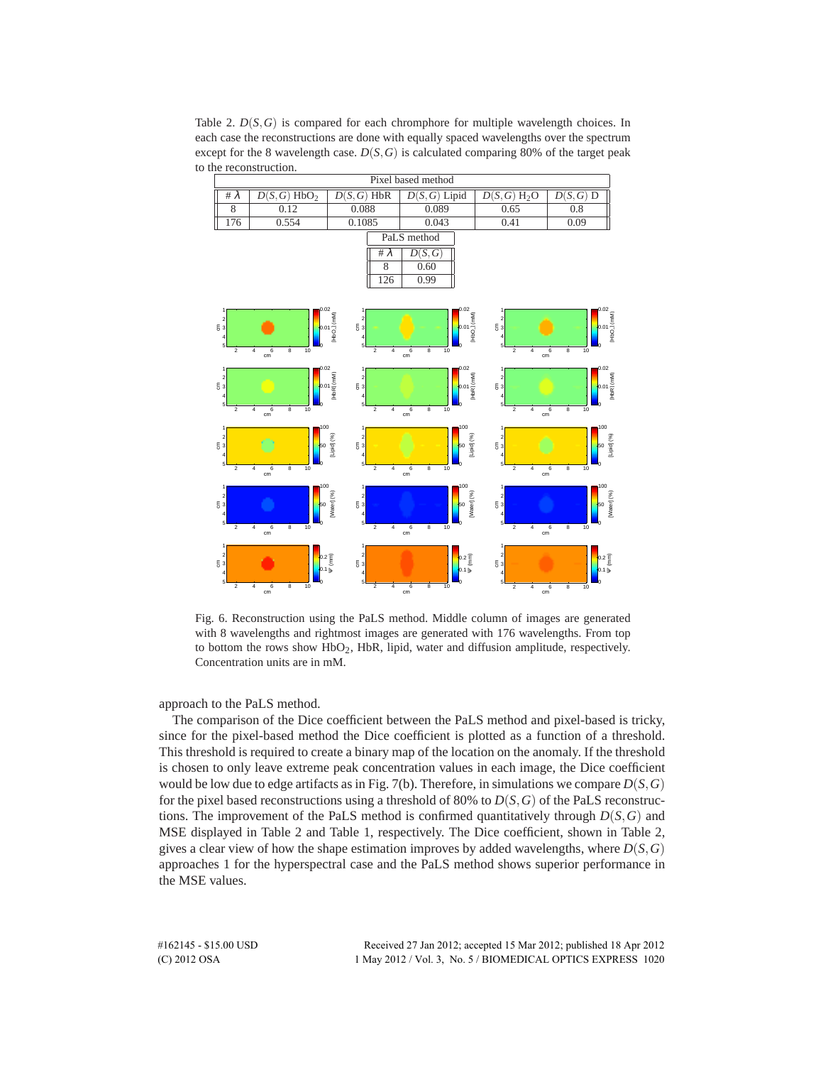Table 2. $D(S,G)$ is compared for each chromphore for multiple wavelength choices. In each case the reconstructions are done with equally spaced wavelengths over the spectrum except for the 8 wavelength case. $D(S,G)$ is calculated comparing 80% of the target peak to the reconstruction.

| Pixel based method | | | | | |
|---|---|---|---|---|---|
| # $\lambda$ | $D(S,G)$ $HbO_2$ | $D(S,G)$ HbR | $D(S,G)$ Lipid | $D(S,G)$ $H_2O$ | $D(S,G)$ D |
| 8 | 0.12 | 0.088 | 0.089 | 0.65 | 0.8 |
| 176 | 0.554 | 0.1085 | 0.043 | 0.41 | 0.09 |

| PaLS method | |
|---|---|
| # $\lambda$ | $D(S,G)$ |
| 8 | 0.60 |
| 126 | 0.99 |

Fig. 6. Reconstruction using the PaLS method. Middle column of images are generated with 8 wavelengths and rightmost images are generated with 176 wavelengths. From top to bottom the rows show $HbO_2$, HbR, lipid, water and diffusion amplitude, respectively. Concentration units are in mM.

approach to the PaLS method.

The comparison of the Dice coefficient between the PaLS method and pixel-based is tricky, since for the pixel-based method the Dice coefficient is plotted as a function of a threshold. This threshold is required to create a binary map of the location on the anomaly. If the threshold is chosen to only leave extreme peak concentration values in each image, the Dice coefficient would be low due to edge artifacts as in Fig. 7(b). Therefore, in simulations we compare $D(S,G)$ for the pixel based reconstructions using a threshold of 80% to $D(S,G)$ of the PaLS reconstructions. The improvement of the PaLS method is confirmed quantitatively through $D(S,G)$ and MSE displayed in Table 2 and Table 1, respectively. The Dice coefficient, shown in Table 2, gives a clear view of how the shape estimation improves by added wavelengths, where $D(S,G)$ approaches 1 for the hyperspectral case and the PaLS method shows superior performance in the MSE values.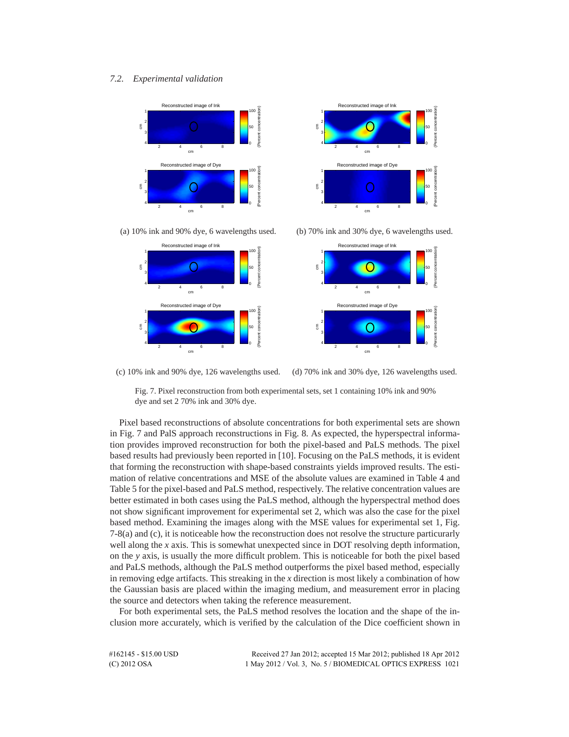### 7.2. Experimental validation

(a) 10% ink and 90% dye, 6 wavelengths used.

(b) 70% ink and 30% dye, 6 wavelengths used.

(c) 10% ink and 90% dye, 126 wavelengths used.

(d) 70% ink and 30% dye, 126 wavelengths used.

Fig. 7. Pixel reconstruction from both experimental sets, set 1 containing 10% ink and 90% dye and set 2 70% ink and 30% dye.

Pixel based reconstructions of absolute concentrations for both experimental sets are shown in Fig. 7 and PaLS approach reconstructions in Fig. 8. As expected, the hyperspectral information provides improved reconstruction for both the pixel-based and PaLS methods. The pixel based results had previously been reported in [10]. Focusing on the PaLS methods, it is evident that forming the reconstruction with shape-based constraints yields improved results. The estimation of relative concentrations and MSE of the absolute values are examined in Table 4 and Table 5 for the pixel-based and PaLS method, respectively. The relative concentration values are better estimated in both cases using the PaLS method, although the hyperspectral method does not show significant improvement for experimental set 2, which was also the case for the pixel based method. Examining the images along with the MSE values for experimental set 1, Fig. 7-8(a) and (c), it is noticeable how the reconstruction does not resolve the structure particurarly well along the *x* axis. This is somewhat unexpected since in DOT resolving depth information, on the *y* axis, is usually the more difficult problem. This is noticeable for both the pixel based and PaLS methods, although the PaLS method outperforms the pixel based method, especially in removing edge artifacts. This streaking in the *x* direction is most likely a combination of how the Gaussian basis are placed within the imaging medium, and measurement error in placing the source and detectors when taking the reference measurement.

For both experimental sets, the PaLS method resolves the location and the shape of the inclusion more accurately, which is verified by the calculation of the Dice coefficient shown in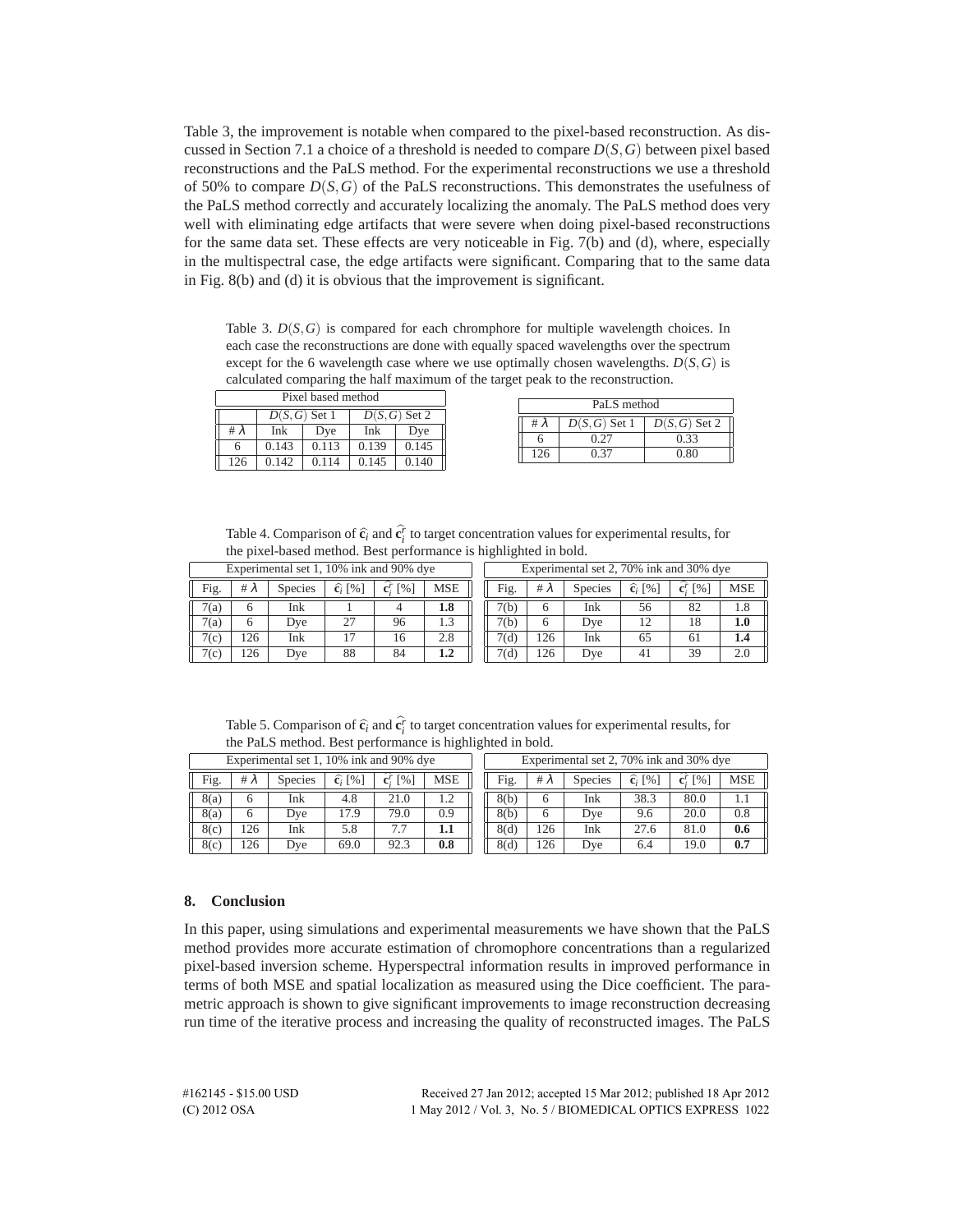Table 3, the improvement is notable when compared to the pixel-based reconstruction. As discussed in Section 7.1 a choice of a threshold is needed to compare $D(S,G)$ between pixel based reconstructions and the PaLS method. For the experimental reconstructions we use a threshold of 50% to compare $D(S,G)$ of the PaLS reconstructions. This demonstrates the usefulness of the PaLS method correctly and accurately localizing the anomaly. The PaLS method does very well with eliminating edge artifacts that were severe when doing pixel-based reconstructions for the same data set. These effects are very noticeable in Fig. 7(b) and (d), where, especially in the multispectral case, the edge artifacts were significant. Comparing that to the same data in Fig. 8(b) and (d) it is obvious that the improvement is significant.

Table 3. $D(S,G)$ is compared for each chromphore for multiple wavelength choices. In each case the reconstructions are done with equally spaced wavelengths over the spectrum except for the 6 wavelength case where we use optimally chosen wavelengths. $D(S,G)$ is calculated comparing the half maximum of the target peak to the reconstruction.

| Pixel based method | | | | |
|---|---|---|---|---|
| | $D(S,G)$ Set 1 | | $D(S,G)$ Set 2 | |
| # $\lambda$ | Ink | Dye | Ink | Dye |
| 6 | 0.143 | 0.113 | 0.139 | 0.145 |
| 126 | 0.142 | 0.114 | 0.145 | 0.140 |

| PaLS method | | |
|---|---|---|
| # $\lambda$ | $D(S,G)$ Set 1 | $D(S,G)$ Set 2 |
| 6 | 0.27 | 0.33 |
| 126 | 0.37 | 0.80 |

Table 4. Comparison of $\hat{\mathbf{c}}_i$ and $\widehat{\mathbf{c}_i^r}$ to target concentration values for experimental results, for the pixel-based method. Best performance is highlighted in bold.

| Experimental set 1, 10% ink and 90% dye | | | | | |
|---|---|---|---|---|---|
| Fig. | # $\lambda$ | Species | $\hat{\mathbf{c}}_i$ [%] | $\widehat{\mathbf{c}_i^r}$ [%] | MSE |
| 7(a) | 6 | Ink | 1 | 4 | **1.8** |
| 7(a) | 6 | Dye | 27 | 96 | 1.3 |
| 7(c) | 126 | Ink | 17 | 16 | 2.8 |
| 7(c) | 126 | Dye | 88 | 84 | **1.2** |

| Experimental set 2, 70% ink and 30% dye | | | | | |
|---|---|---|---|---|---|
| Fig. | # $\lambda$ | Species | $\hat{\mathbf{c}}_i$ [%] | $\widehat{\mathbf{c}_i^r}$ [%] | MSE |
| 7(b) | 6 | Ink | 56 | 82 | 1.8 |
| 7(b) | 6 | Dye | 12 | 18 | **1.0** |
| 7(d) | 126 | Ink | 65 | 61 | **1.4** |
| 7(d) | 126 | Dye | 41 | 39 | 2.0 |

Table 5. Comparison of $\hat{\mathbf{c}}_i$ and $\widehat{\mathbf{c}_i^r}$ to target concentration values for experimental results, for the PaLS method. Best performance is highlighted in bold.

| Experimental set 1, 10% ink and 90% dye | | | | | |
|---|---|---|---|---|---|
| Fig. | # $\lambda$ | Species | $\hat{\mathbf{c}}_i$ [%] | $\widehat{\mathbf{c}_i^r}$ [%] | MSE |
| 8(a) | 6 | Ink | 4.8 | 21.0 | 1.2 |
| 8(a) | 6 | Dye | 17.9 | 79.0 | 0.9 |
| 8(c) | 126 | Ink | 5.8 | 7.7 | **1.1** |
| 8(c) | 126 | Dye | 69.0 | 92.3 | **0.8** |

| Experimental set 2, 70% ink and 30% dye | | | | | |
|---|---|---|---|---|---|
| Fig. | # $\lambda$ | Species | $\hat{\mathbf{c}}_i$ [%] | $\widehat{\mathbf{c}_i^r}$ [%] | MSE |
| 8(b) | 6 | Ink | 38.3 | 80.0 | 1.1 |
| 8(b) | 6 | Dye | 9.6 | 20.0 | 0.8 |
| 8(d) | 126 | Ink | 27.6 | 81.0 | **0.6** |
| 8(d) | 126 | Dye | 6.4 | 19.0 | **0.7** |

## 8. Conclusion

In this paper, using simulations and experimental measurements we have shown that the PaLS method provides more accurate estimation of chromophore concentrations than a regularized pixel-based inversion scheme. Hyperspectral information results in improved performance in terms of both MSE and spatial localization as measured using the Dice coefficient. The parametric approach is shown to give significant improvements to image reconstruction decreasing run time of the iterative process and increasing the quality of reconstructed images. The PaLS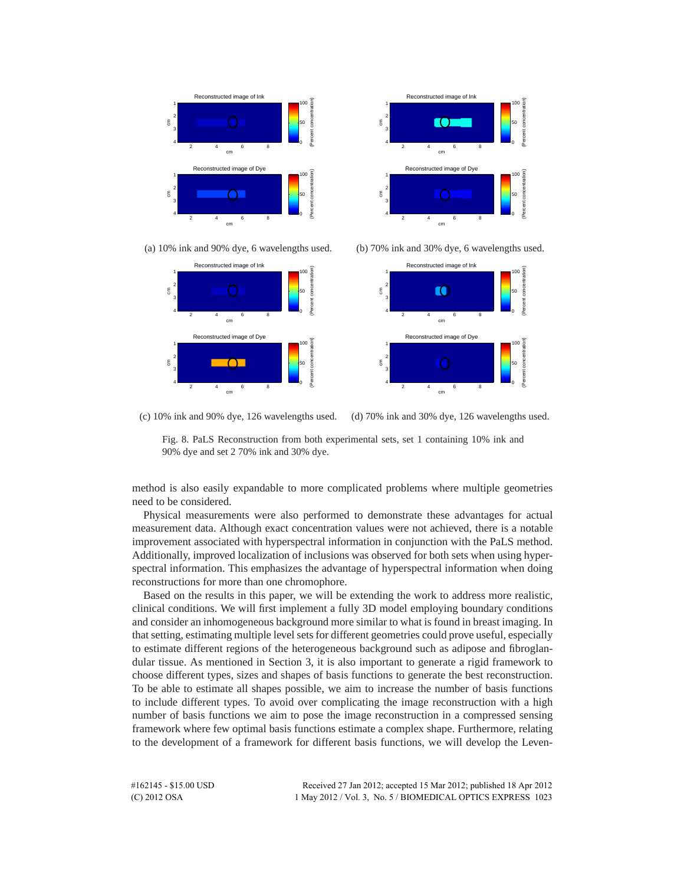(a) 10% ink and 90% dye, 6 wavelengths used.

(b) 70% ink and 30% dye, 6 wavelengths used.

(c) 10% ink and 90% dye, 126 wavelengths used.

(d) 70% ink and 30% dye, 126 wavelengths used.

Fig. 8. PaLS Reconstruction from both experimental sets, set 1 containing 10% ink and 90% dye and set 2 70% ink and 30% dye.

method is also easily expandable to more complicated problems where multiple geometries need to be considered.

Physical measurements were also performed to demonstrate these advantages for actual measurement data. Although exact concentration values were not achieved, there is a notable improvement associated with hyperspectral information in conjunction with the PaLS method. Additionally, improved localization of inclusions was observed for both sets when using hyperspectral information. This emphasizes the advantage of hyperspectral information when doing reconstructions for more than one chromophore.

Based on the results in this paper, we will be extending the work to address more realistic, clinical conditions. We will first implement a fully 3D model employing boundary conditions and consider an inhomogeneous background more similar to what is found in breast imaging. In that setting, estimating multiple level sets for different geometries could prove useful, especially to estimate different regions of the heterogeneous background such as adipose and fibroglandular tissue. As mentioned in Section 3, it is also important to generate a rigid framework to choose different types, sizes and shapes of basis functions to generate the best reconstruction. To be able to estimate all shapes possible, we aim to increase the number of basis functions to include different types. To avoid over complicating the image reconstruction with a high number of basis functions we aim to pose the image reconstruction in a compressed sensing framework where few optimal basis functions estimate a complex shape. Furthermore, relating to the development of a framework for different basis functions, we will develop the Leven-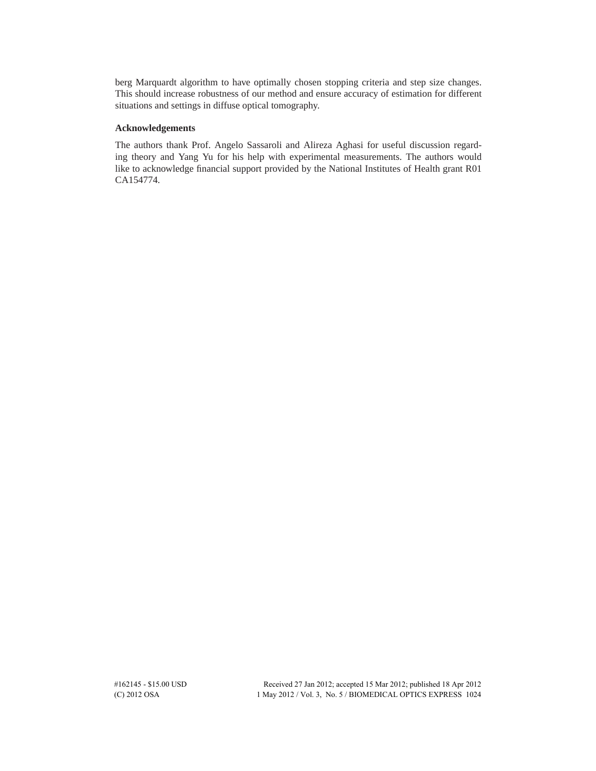berg Marquardt algorithm to have optimally chosen stopping criteria and step size changes. This should increase robustness of our method and ensure accuracy of estimation for different situations and settings in diffuse optical tomography.

### Acknowledgements

The authors thank Prof. Angelo Sassaroli and Alireza Aghasi for useful discussion regarding theory and Yang Yu for his help with experimental measurements. The authors would like to acknowledge financial support provided by the National Institutes of Health grant R01 CA154774.